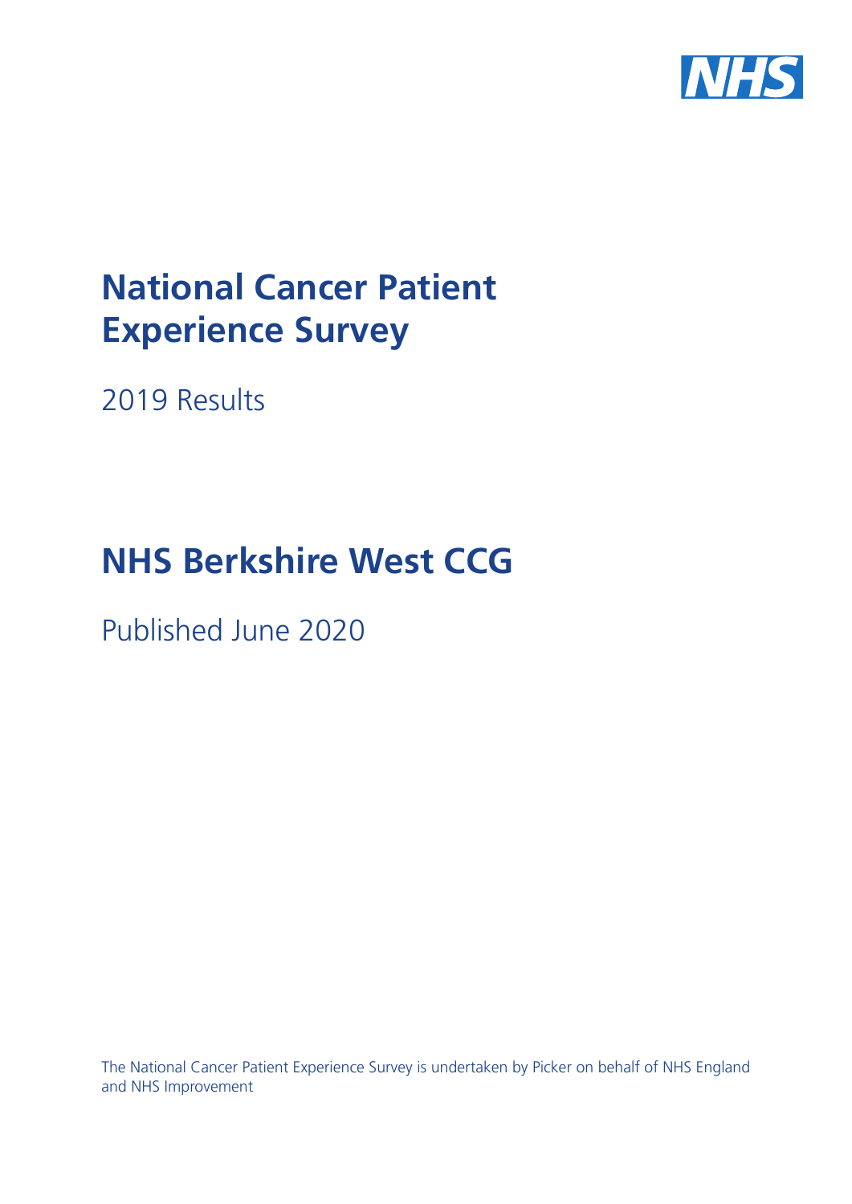# National Cancer Patient Experience Survey

2019 Results

# NHS Berkshire West CCG

Published June 2020

The National Cancer Patient Experience Survey is undertaken by Picker on behalf of NHS England and NHS Improvement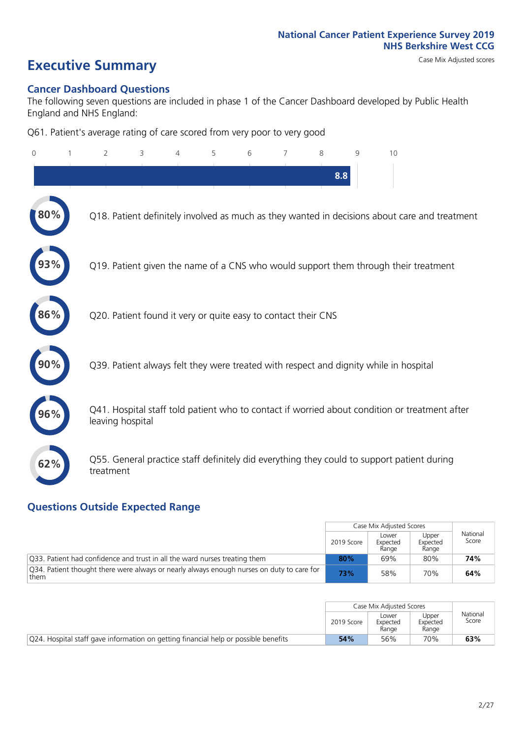**National Cancer Patient Experience Survey 2019**
**NHS Berkshire West CCG**

Case Mix Adjusted scores

# Executive Summary

## Cancer Dashboard Questions

The following seven questions are included in phase 1 of the Cancer Dashboard developed by Public Health England and NHS England:

Q61. Patient's average rating of care scored from very poor to very good

**8.8**

- **80%** Q18. Patient definitely involved as much as they wanted in decisions about care and treatment
- **93%** Q19. Patient given the name of a CNS who would support them through their treatment
- **86%** Q20. Patient found it very or quite easy to contact their CNS
- **90%** Q39. Patient always felt they were treated with respect and dignity while in hospital
- **96%** Q41. Hospital staff told patient who to contact if worried about condition or treatment after leaving hospital
- **62%** Q55. General practice staff definitely did everything they could to support patient during treatment

## Questions Outside Expected Range

| | Case Mix Adjusted Scores | | | National Score |
|---|---|---|---|---|
| | 2019 Score | Lower Expected Range | Upper Expected Range | |
| Q33. Patient had confidence and trust in all the ward nurses treating them | **80%** | 69% | 80% | **74%** |
| Q34. Patient thought there were always or nearly always enough nurses on duty to care for them | **73%** | 58% | 70% | **64%** |

| | Case Mix Adjusted Scores | | | National Score |
|---|---|---|---|---|
| | 2019 Score | Lower Expected Range | Upper Expected Range | |
| Q24. Hospital staff gave information on getting financial help or possible benefits | **54%** | 56% | 70% | **63%** |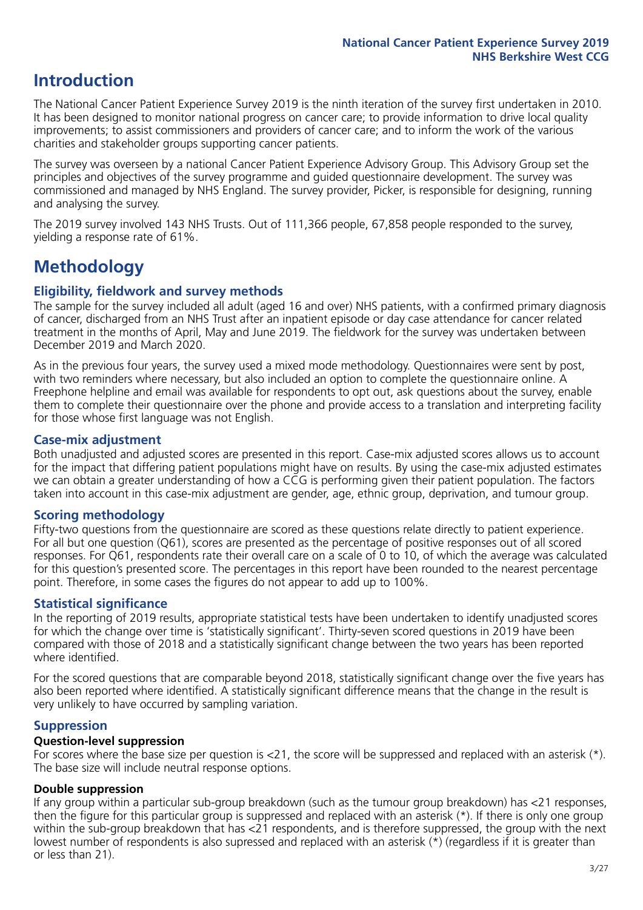# Introduction

The National Cancer Patient Experience Survey 2019 is the ninth iteration of the survey first undertaken in 2010. It has been designed to monitor national progress on cancer care; to provide information to drive local quality improvements; to assist commissioners and providers of cancer care; and to inform the work of the various charities and stakeholder groups supporting cancer patients.

The survey was overseen by a national Cancer Patient Experience Advisory Group. This Advisory Group set the principles and objectives of the survey programme and guided questionnaire development. The survey was commissioned and managed by NHS England. The survey provider, Picker, is responsible for designing, running and analysing the survey.

The 2019 survey involved 143 NHS Trusts. Out of 111,366 people, 67,858 people responded to the survey, yielding a response rate of 61%.

# Methodology

## Eligibility, fieldwork and survey methods

The sample for the survey included all adult (aged 16 and over) NHS patients, with a confirmed primary diagnosis of cancer, discharged from an NHS Trust after an inpatient episode or day case attendance for cancer related treatment in the months of April, May and June 2019. The fieldwork for the survey was undertaken between December 2019 and March 2020.

As in the previous four years, the survey used a mixed mode methodology. Questionnaires were sent by post, with two reminders where necessary, but also included an option to complete the questionnaire online. A Freephone helpline and email was available for respondents to opt out, ask questions about the survey, enable them to complete their questionnaire over the phone and provide access to a translation and interpreting facility for those whose first language was not English.

## Case-mix adjustment

Both unadjusted and adjusted scores are presented in this report. Case-mix adjusted scores allows us to account for the impact that differing patient populations might have on results. By using the case-mix adjusted estimates we can obtain a greater understanding of how a CCG is performing given their patient population. The factors taken into account in this case-mix adjustment are gender, age, ethnic group, deprivation, and tumour group.

## Scoring methodology

Fifty-two questions from the questionnaire are scored as these questions relate directly to patient experience. For all but one question (Q61), scores are presented as the percentage of positive responses out of all scored responses. For Q61, respondents rate their overall care on a scale of 0 to 10, of which the average was calculated for this question's presented score. The percentages in this report have been rounded to the nearest percentage point. Therefore, in some cases the figures do not appear to add up to 100%.

## Statistical significance

In the reporting of 2019 results, appropriate statistical tests have been undertaken to identify unadjusted scores for which the change over time is 'statistically significant'. Thirty-seven scored questions in 2019 have been compared with those of 2018 and a statistically significant change between the two years has been reported where identified.

For the scored questions that are comparable beyond 2018, statistically significant change over the five years has also been reported where identified. A statistically significant difference means that the change in the result is very unlikely to have occurred by sampling variation.

## Suppression

### Question-level suppression

For scores where the base size per question is <21, the score will be suppressed and replaced with an asterisk (*). The base size will include neutral response options.

### Double suppression

If any group within a particular sub-group breakdown (such as the tumour group breakdown) has <21 responses, then the figure for this particular group is suppressed and replaced with an asterisk (*). If there is only one group within the sub-group breakdown that has <21 respondents, and is therefore suppressed, the group with the next lowest number of respondents is also supressed and replaced with an asterisk (*) (regardless if it is greater than or less than 21).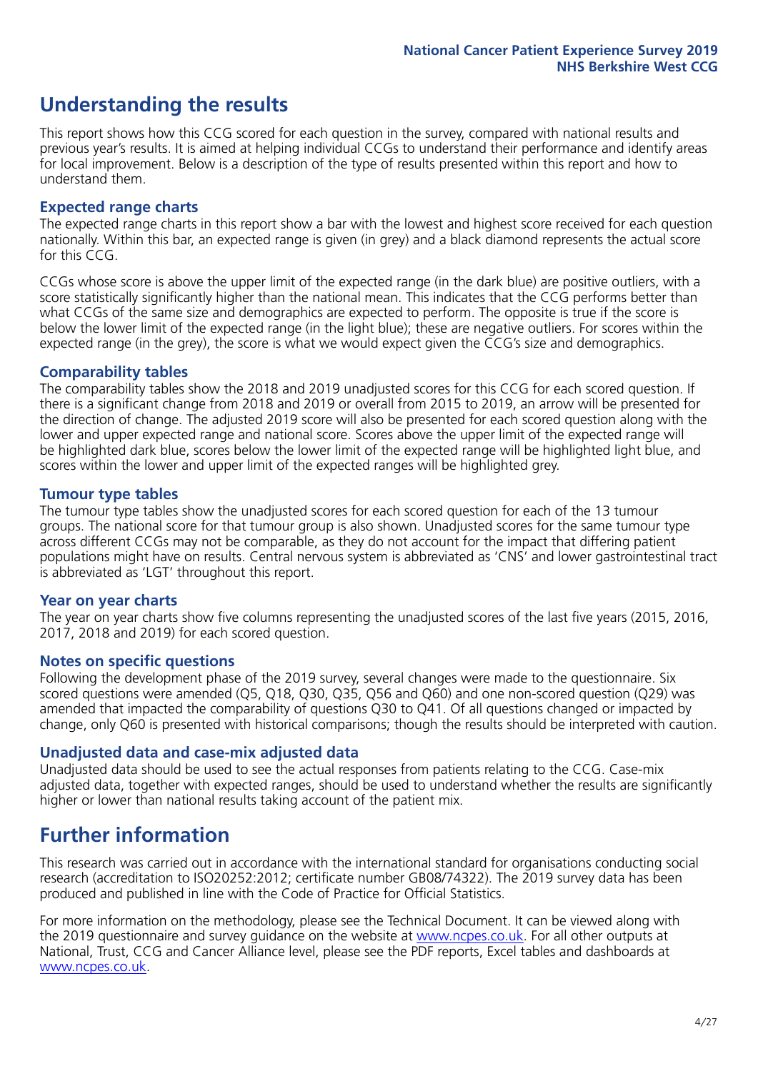# Understanding the results

This report shows how this CCG scored for each question in the survey, compared with national results and previous year's results. It is aimed at helping individual CCGs to understand their performance and identify areas for local improvement. Below is a description of the type of results presented within this report and how to understand them.

### Expected range charts

The expected range charts in this report show a bar with the lowest and highest score received for each question nationally. Within this bar, an expected range is given (in grey) and a black diamond represents the actual score for this CCG.

CCGs whose score is above the upper limit of the expected range (in the dark blue) are positive outliers, with a score statistically significantly higher than the national mean. This indicates that the CCG performs better than what CCGs of the same size and demographics are expected to perform. The opposite is true if the score is below the lower limit of the expected range (in the light blue); these are negative outliers. For scores within the expected range (in the grey), the score is what we would expect given the CCG's size and demographics.

### Comparability tables

The comparability tables show the 2018 and 2019 unadjusted scores for this CCG for each scored question. If there is a significant change from 2018 and 2019 or overall from 2015 to 2019, an arrow will be presented for the direction of change. The adjusted 2019 score will also be presented for each scored question along with the lower and upper expected range and national score. Scores above the upper limit of the expected range will be highlighted dark blue, scores below the lower limit of the expected range will be highlighted light blue, and scores within the lower and upper limit of the expected ranges will be highlighted grey.

### Tumour type tables

The tumour type tables show the unadjusted scores for each scored question for each of the 13 tumour groups. The national score for that tumour group is also shown. Unadjusted scores for the same tumour type across different CCGs may not be comparable, as they do not account for the impact that differing patient populations might have on results. Central nervous system is abbreviated as 'CNS' and lower gastrointestinal tract is abbreviated as 'LGT' throughout this report.

### Year on year charts

The year on year charts show five columns representing the unadjusted scores of the last five years (2015, 2016, 2017, 2018 and 2019) for each scored question.

### Notes on specific questions

Following the development phase of the 2019 survey, several changes were made to the questionnaire. Six scored questions were amended (Q5, Q18, Q30, Q35, Q56 and Q60) and one non-scored question (Q29) was amended that impacted the comparability of questions Q30 to Q41. Of all questions changed or impacted by change, only Q60 is presented with historical comparisons; though the results should be interpreted with caution.

### Unadjusted data and case-mix adjusted data

Unadjusted data should be used to see the actual responses from patients relating to the CCG. Case-mix adjusted data, together with expected ranges, should be used to understand whether the results are significantly higher or lower than national results taking account of the patient mix.

# Further information

This research was carried out in accordance with the international standard for organisations conducting social research (accreditation to ISO20252:2012; certificate number GB08/74322). The 2019 survey data has been produced and published in line with the Code of Practice for Official Statistics.

For more information on the methodology, please see the Technical Document. It can be viewed along with the 2019 questionnaire and survey guidance on the website at www.ncpes.co.uk. For all other outputs at National, Trust, CCG and Cancer Alliance level, please see the PDF reports, Excel tables and dashboards at www.ncpes.co.uk.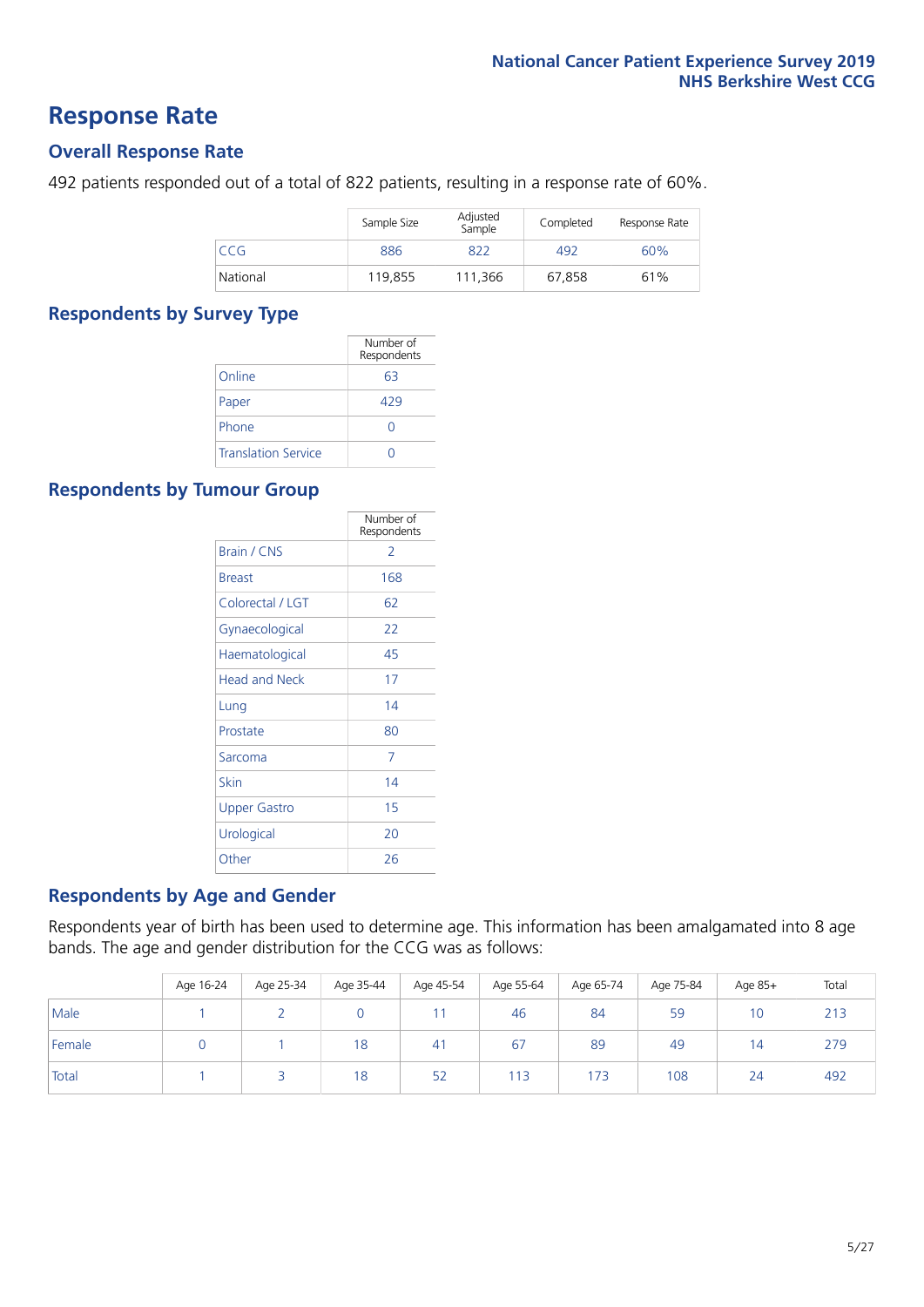# Response Rate

## Overall Response Rate

492 patients responded out of a total of 822 patients, resulting in a response rate of 60%.

| | Sample Size | Adjusted Sample | Completed | Response Rate |
|---|---|---|---|---|
| CCG | 886 | 822 | 492 | 60% |
| National | 119,855 | 111,366 | 67,858 | 61% |

## Respondents by Survey Type

| | Number of Respondents |
|---|---|
| Online | 63 |
| Paper | 429 |
| Phone | 0 |
| Translation Service | 0 |

## Respondents by Tumour Group

| | Number of Respondents |
|---|---|
| Brain / CNS | 2 |
| Breast | 168 |
| Colorectal / LGT | 62 |
| Gynaecological | 22 |
| Haematological | 45 |
| Head and Neck | 17 |
| Lung | 14 |
| Prostate | 80 |
| Sarcoma | 7 |
| Skin | 14 |
| Upper Gastro | 15 |
| Urological | 20 |
| Other | 26 |

## Respondents by Age and Gender

Respondents year of birth has been used to determine age. This information has been amalgamated into 8 age bands. The age and gender distribution for the CCG was as follows:

| | Age 16-24 | Age 25-34 | Age 35-44 | Age 45-54 | Age 55-64 | Age 65-74 | Age 75-84 | Age 85+ | Total |
|---|---|---|---|---|---|---|---|---|---|
| Male | 1 | 2 | 0 | 11 | 46 | 84 | 59 | 10 | 213 |
| Female | 0 | 1 | 18 | 41 | 67 | 89 | 49 | 14 | 279 |
| Total | 1 | 3 | 18 | 52 | 113 | 173 | 108 | 24 | 492 |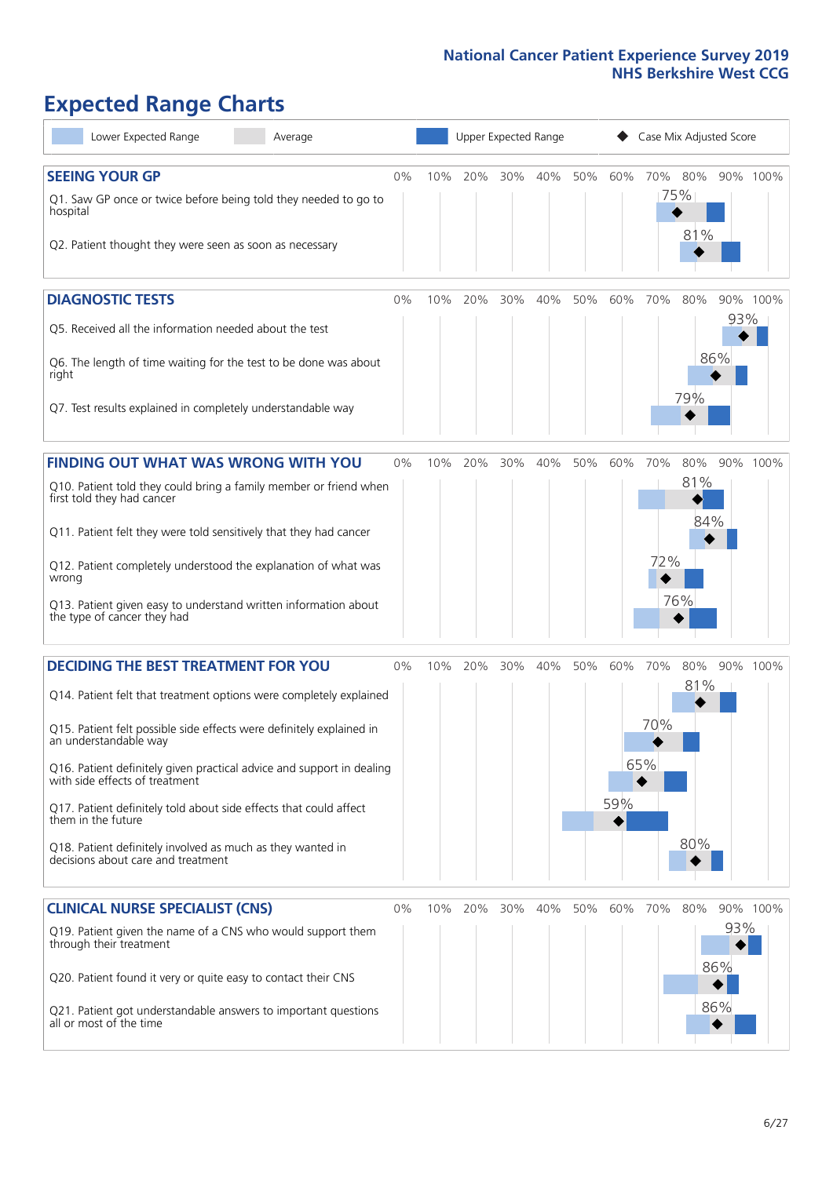# Expected Range Charts

Lower Expected Range | Average | Upper Expected Range | Case Mix Adjusted Score

## SEEING YOUR GP

| Question | Case Mix Adjusted Score |
| --- | --- |
| Q1. Saw GP once or twice before being told they needed to go to hospital | 75% |
| Q2. Patient thought they were seen as soon as necessary | 81% |

## DIAGNOSTIC TESTS

| Question | Case Mix Adjusted Score |
| --- | --- |
| Q5. Received all the information needed about the test | 93% |
| Q6. The length of time waiting for the test to be done was about right | 86% |
| Q7. Test results explained in completely understandable way | 79% |

## FINDING OUT WHAT WAS WRONG WITH YOU

| Question | Case Mix Adjusted Score |
| --- | --- |
| Q10. Patient told they could bring a family member or friend when first told they had cancer | 81% |
| Q11. Patient felt they were told sensitively that they had cancer | 84% |
| Q12. Patient completely understood the explanation of what was wrong | 72% |
| Q13. Patient given easy to understand written information about the type of cancer they had | 76% |

## DECIDING THE BEST TREATMENT FOR YOU

| Question | Case Mix Adjusted Score |
| --- | --- |
| Q14. Patient felt that treatment options were completely explained | 81% |
| Q15. Patient felt possible side effects were definitely explained in an understandable way | 70% |
| Q16. Patient definitely given practical advice and support in dealing with side effects of treatment | 65% |
| Q17. Patient definitely told about side effects that could affect them in the future | 59% |
| Q18. Patient definitely involved as much as they wanted in decisions about care and treatment | 80% |

## CLINICAL NURSE SPECIALIST (CNS)

| Question | Case Mix Adjusted Score |
| --- | --- |
| Q19. Patient given the name of a CNS who would support them through their treatment | 93% |
| Q20. Patient found it very or quite easy to contact their CNS | 86% |
| Q21. Patient got understandable answers to important questions all or most of the time | 86% |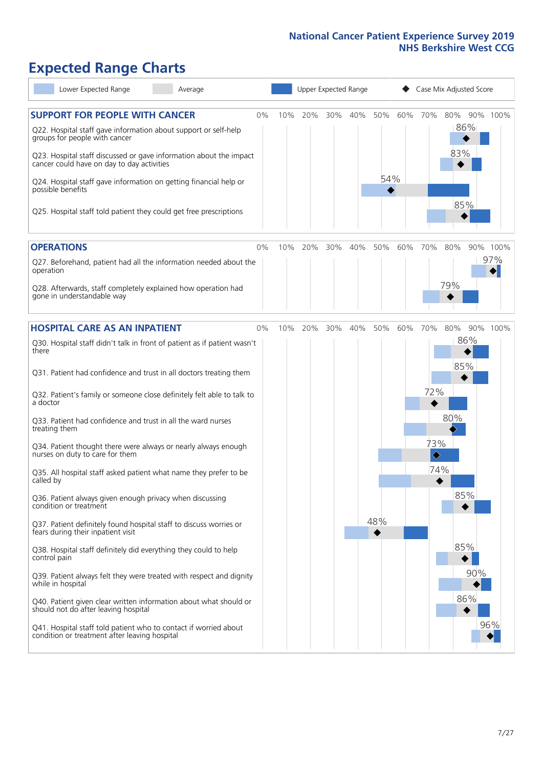# Expected Range Charts

Lower Expected Range | Average | Upper Expected Range | Case Mix Adjusted Score

## SUPPORT FOR PEOPLE WITH CANCER

| Question | Case Mix Adjusted Score |
|---|---|
| Q22. Hospital staff gave information about support or self-help groups for people with cancer | 86% |
| Q23. Hospital staff discussed or gave information about the impact cancer could have on day to day activities | 83% |
| Q24. Hospital staff gave information on getting financial help or possible benefits | 54% |
| Q25. Hospital staff told patient they could get free prescriptions | 85% |

## OPERATIONS

| Question | Case Mix Adjusted Score |
|---|---|
| Q27. Beforehand, patient had all the information needed about the operation | 97% |
| Q28. Afterwards, staff completely explained how operation had gone in understandable way | 79% |

## HOSPITAL CARE AS AN INPATIENT

| Question | Case Mix Adjusted Score |
|---|---|
| Q30. Hospital staff didn't talk in front of patient as if patient wasn't there | 86% |
| Q31. Patient had confidence and trust in all doctors treating them | 85% |
| Q32. Patient's family or someone close definitely felt able to talk to a doctor | 72% |
| Q33. Patient had confidence and trust in all the ward nurses treating them | 80% |
| Q34. Patient thought there were always or nearly always enough nurses on duty to care for them | 73% |
| Q35. All hospital staff asked patient what name they prefer to be called by | 74% |
| Q36. Patient always given enough privacy when discussing condition or treatment | 85% |
| Q37. Patient definitely found hospital staff to discuss worries or fears during their inpatient visit | 48% |
| Q38. Hospital staff definitely did everything they could to help control pain | 85% |
| Q39. Patient always felt they were treated with respect and dignity while in hospital | 90% |
| Q40. Patient given clear written information about what should or should not do after leaving hospital | 86% |
| Q41. Hospital staff told patient who to contact if worried about condition or treatment after leaving hospital | 96% |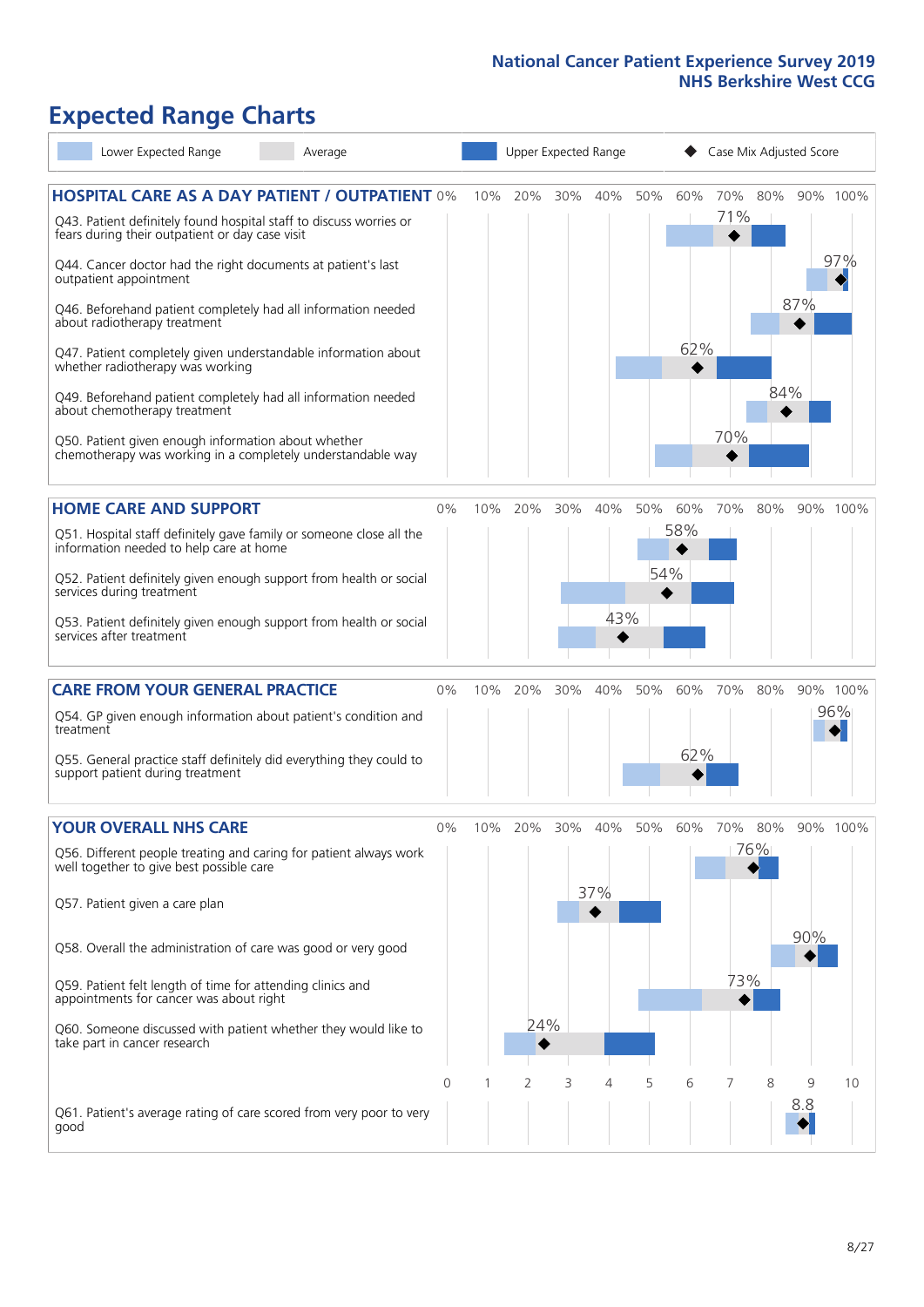# Expected Range Charts

Lower Expected Range | Average | Upper Expected Range | ◆ Case Mix Adjusted Score

## HOSPITAL CARE AS A DAY PATIENT / OUTPATIENT

| Question | Case Mix Adjusted Score |
|---|---|
| Q43. Patient definitely found hospital staff to discuss worries or fears during their outpatient or day case visit | 71% |
| Q44. Cancer doctor had the right documents at patient's last outpatient appointment | 97% |
| Q46. Beforehand patient completely had all information needed about radiotherapy treatment | 87% |
| Q47. Patient completely given understandable information about whether radiotherapy was working | 62% |
| Q49. Beforehand patient completely had all information needed about chemotherapy treatment | 84% |
| Q50. Patient given enough information about whether chemotherapy was working in a completely understandable way | 70% |

## HOME CARE AND SUPPORT

| Question | Case Mix Adjusted Score |
|---|---|
| Q51. Hospital staff definitely gave family or someone close all the information needed to help care at home | 58% |
| Q52. Patient definitely given enough support from health or social services during treatment | 54% |
| Q53. Patient definitely given enough support from health or social services after treatment | 43% |

## CARE FROM YOUR GENERAL PRACTICE

| Question | Case Mix Adjusted Score |
|---|---|
| Q54. GP given enough information about patient's condition and treatment | 96% |
| Q55. General practice staff definitely did everything they could to support patient during treatment | 62% |

## YOUR OVERALL NHS CARE

| Question | Case Mix Adjusted Score |
|---|---|
| Q56. Different people treating and caring for patient always work well together to give best possible care | 76% |
| Q57. Patient given a care plan | 37% |
| Q58. Overall the administration of care was good or very good | 90% |
| Q59. Patient felt length of time for attending clinics and appointments for cancer was about right | 73% |
| Q60. Someone discussed with patient whether they would like to take part in cancer research | 24% |
| Q61. Patient's average rating of care scored from very poor to very good (scale 0–10) | 8.8 |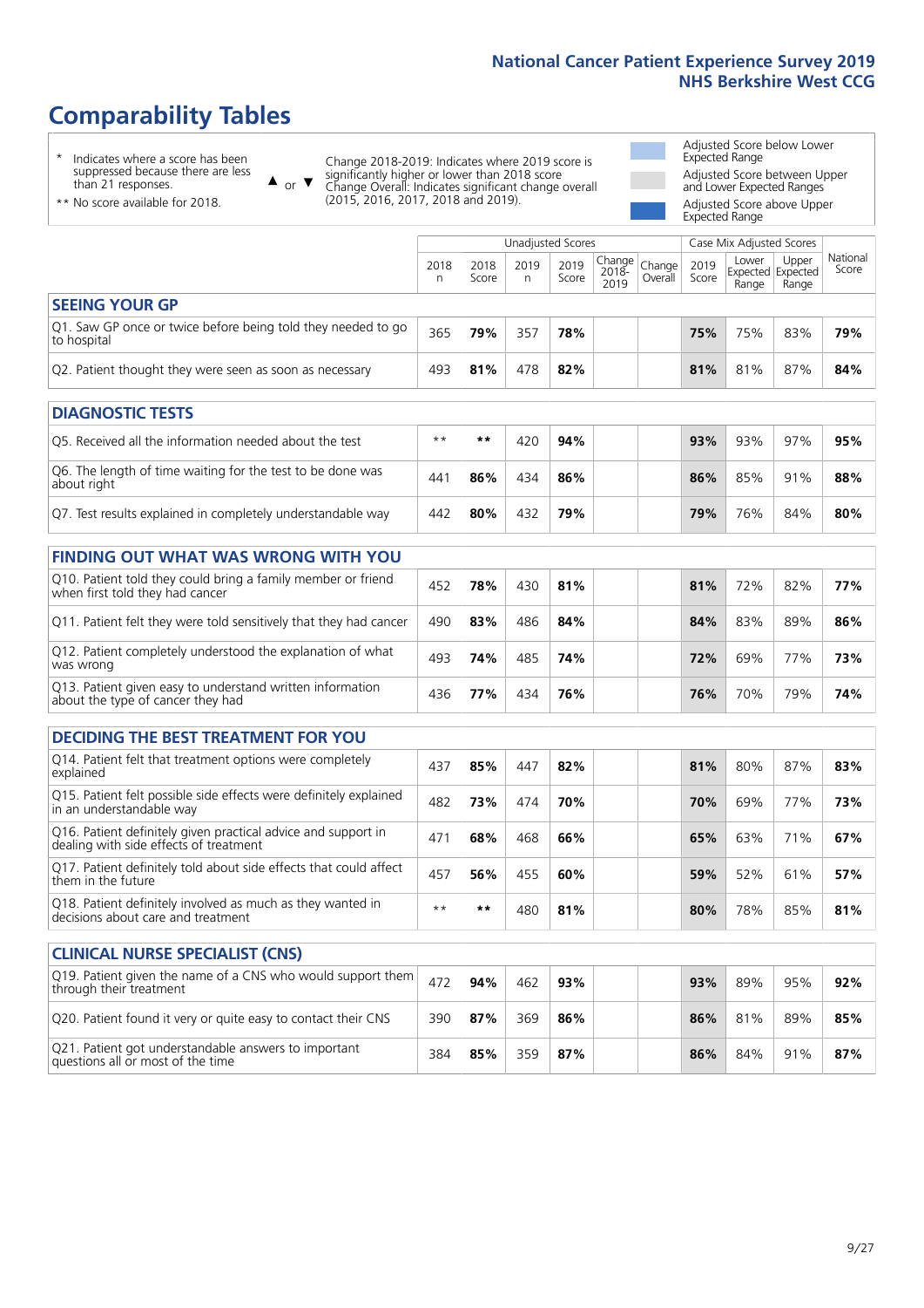# Comparability Tables

\* Indicates where a score has been suppressed because there are less than 21 responses.

\*\* No score available for 2018.

▲ or ▼ Change 2018-2019: Indicates where 2019 score is significantly higher or lower than 2018 score. Change Overall: Indicates significant change overall (2015, 2016, 2017, 2018 and 2019).

Adjusted Score below Lower Expected Range

Adjusted Score between Upper and Lower Expected Ranges

Adjusted Score above Upper Expected Range

| | Unadjusted Scores | | | | | | Case Mix Adjusted Scores | | | |
|---|---|---|---|---|---|---|---|---|---|---|
| | 2018 n | 2018 Score | 2019 n | 2019 Score | Change 2018-2019 | Change Overall | 2019 Score | Lower Expected Range | Upper Expected Range | National Score |
| **SEEING YOUR GP** | | | | | | | | | | |
| Q1. Saw GP once or twice before being told they needed to go to hospital | 365 | **79%** | 357 | **78%** | | | **75%** | 75% | 83% | **79%** |
| Q2. Patient thought they were seen as soon as necessary | 493 | **81%** | 478 | **82%** | | | **81%** | 81% | 87% | **84%** |
| **DIAGNOSTIC TESTS** | | | | | | | | | | |
| Q5. Received all the information needed about the test | ** | ** | 420 | **94%** | | | **93%** | 93% | 97% | **95%** |
| Q6. The length of time waiting for the test to be done was about right | 441 | **86%** | 434 | **86%** | | | **86%** | 85% | 91% | **88%** |
| Q7. Test results explained in completely understandable way | 442 | **80%** | 432 | **79%** | | | **79%** | 76% | 84% | **80%** |
| **FINDING OUT WHAT WAS WRONG WITH YOU** | | | | | | | | | | |
| Q10. Patient told they could bring a family member or friend when first told they had cancer | 452 | **78%** | 430 | **81%** | | | **81%** | 72% | 82% | **77%** |
| Q11. Patient felt they were told sensitively that they had cancer | 490 | **83%** | 486 | **84%** | | | **84%** | 83% | 89% | **86%** |
| Q12. Patient completely understood the explanation of what was wrong | 493 | **74%** | 485 | **74%** | | | **72%** | 69% | 77% | **73%** |
| Q13. Patient given easy to understand written information about the type of cancer they had | 436 | **77%** | 434 | **76%** | | | **76%** | 70% | 79% | **74%** |
| **DECIDING THE BEST TREATMENT FOR YOU** | | | | | | | | | | |
| Q14. Patient felt that treatment options were completely explained | 437 | **85%** | 447 | **82%** | | | **81%** | 80% | 87% | **83%** |
| Q15. Patient felt possible side effects were definitely explained in an understandable way | 482 | **73%** | 474 | **70%** | | | **70%** | 69% | 77% | **73%** |
| Q16. Patient definitely given practical advice and support in dealing with side effects of treatment | 471 | **68%** | 468 | **66%** | | | **65%** | 63% | 71% | **67%** |
| Q17. Patient definitely told about side effects that could affect them in the future | 457 | **56%** | 455 | **60%** | | | **59%** | 52% | 61% | **57%** |
| Q18. Patient definitely involved as much as they wanted in decisions about care and treatment | ** | ** | 480 | **81%** | | | **80%** | 78% | 85% | **81%** |
| **CLINICAL NURSE SPECIALIST (CNS)** | | | | | | | | | | |
| Q19. Patient given the name of a CNS who would support them through their treatment | 472 | **94%** | 462 | **93%** | | | **93%** | 89% | 95% | **92%** |
| Q20. Patient found it very or quite easy to contact their CNS | 390 | **87%** | 369 | **86%** | | | **86%** | 81% | 89% | **85%** |
| Q21. Patient got understandable answers to important questions all or most of the time | 384 | **85%** | 359 | **87%** | | | **86%** | 84% | 91% | **87%** |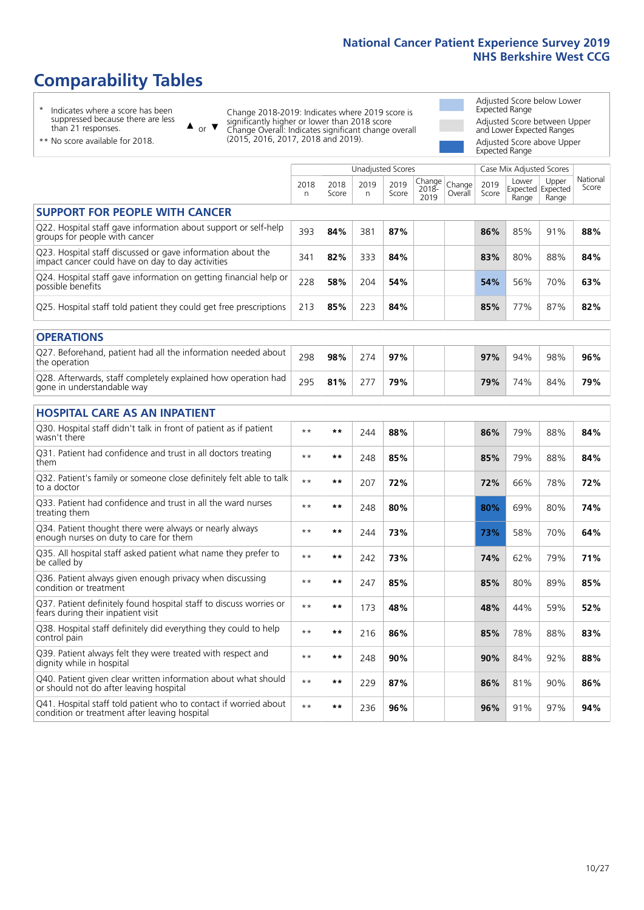# Comparability Tables

\* Indicates where a score has been suppressed because there are less than 21 responses.

\*\* No score available for 2018.

▲ or ▼ Change 2018-2019: Indicates where 2019 score is significantly higher or lower than 2018 score. Change Overall: Indicates significant change overall (2015, 2016, 2017, 2018 and 2019).

Adjusted Score below Lower Expected Range

Adjusted Score between Upper and Lower Expected Ranges

Adjusted Score above Upper Expected Range

| | Unadjusted Scores | | | | | | Case Mix Adjusted Scores | | | |
|---|---|---|---|---|---|---|---|---|---|---|
| | 2018 n | 2018 Score | 2019 n | 2019 Score | Change 2018-2019 | Change Overall | 2019 Score | Lower Expected Range | Upper Expected Range | National Score |
| **SUPPORT FOR PEOPLE WITH CANCER** | | | | | | | | | | |
| Q22. Hospital staff gave information about support or self-help groups for people with cancer | 393 | **84%** | 381 | **87%** | | | **86%** | 85% | 91% | **88%** |
| Q23. Hospital staff discussed or gave information about the impact cancer could have on day to day activities | 341 | **82%** | 333 | **84%** | | | **83%** | 80% | 88% | **84%** |
| Q24. Hospital staff gave information on getting financial help or possible benefits | 228 | **58%** | 204 | **54%** | | | **54%** | 56% | 70% | **63%** |
| Q25. Hospital staff told patient they could get free prescriptions | 213 | **85%** | 223 | **84%** | | | **85%** | 77% | 87% | **82%** |
| **OPERATIONS** | | | | | | | | | | |
| Q27. Beforehand, patient had all the information needed about the operation | 298 | **98%** | 274 | **97%** | | | **97%** | 94% | 98% | **96%** |
| Q28. Afterwards, staff completely explained how operation had gone in understandable way | 295 | **81%** | 277 | **79%** | | | **79%** | 74% | 84% | **79%** |
| **HOSPITAL CARE AS AN INPATIENT** | | | | | | | | | | |
| Q30. Hospital staff didn't talk in front of patient as if patient wasn't there | ** | ** | 244 | **88%** | | | **86%** | 79% | 88% | **84%** |
| Q31. Patient had confidence and trust in all doctors treating them | ** | ** | 248 | **85%** | | | **85%** | 79% | 88% | **84%** |
| Q32. Patient's family or someone close definitely felt able to talk to a doctor | ** | ** | 207 | **72%** | | | **72%** | 66% | 78% | **72%** |
| Q33. Patient had confidence and trust in all the ward nurses treating them | ** | ** | 248 | **80%** | | | **80%** | 69% | 80% | **74%** |
| Q34. Patient thought there were always or nearly always enough nurses on duty to care for them | ** | ** | 244 | **73%** | | | **73%** | 58% | 70% | **64%** |
| Q35. All hospital staff asked patient what name they prefer to be called by | ** | ** | 242 | **73%** | | | **74%** | 62% | 79% | **71%** |
| Q36. Patient always given enough privacy when discussing condition or treatment | ** | ** | 247 | **85%** | | | **85%** | 80% | 89% | **85%** |
| Q37. Patient definitely found hospital staff to discuss worries or fears during their inpatient visit | ** | ** | 173 | **48%** | | | **48%** | 44% | 59% | **52%** |
| Q38. Hospital staff definitely did everything they could to help control pain | ** | ** | 216 | **86%** | | | **85%** | 78% | 88% | **83%** |
| Q39. Patient always felt they were treated with respect and dignity while in hospital | ** | ** | 248 | **90%** | | | **90%** | 84% | 92% | **88%** |
| Q40. Patient given clear written information about what should or should not do after leaving hospital | ** | ** | 229 | **87%** | | | **86%** | 81% | 90% | **86%** |
| Q41. Hospital staff told patient who to contact if worried about condition or treatment after leaving hospital | ** | ** | 236 | **96%** | | | **96%** | 91% | 97% | **94%** |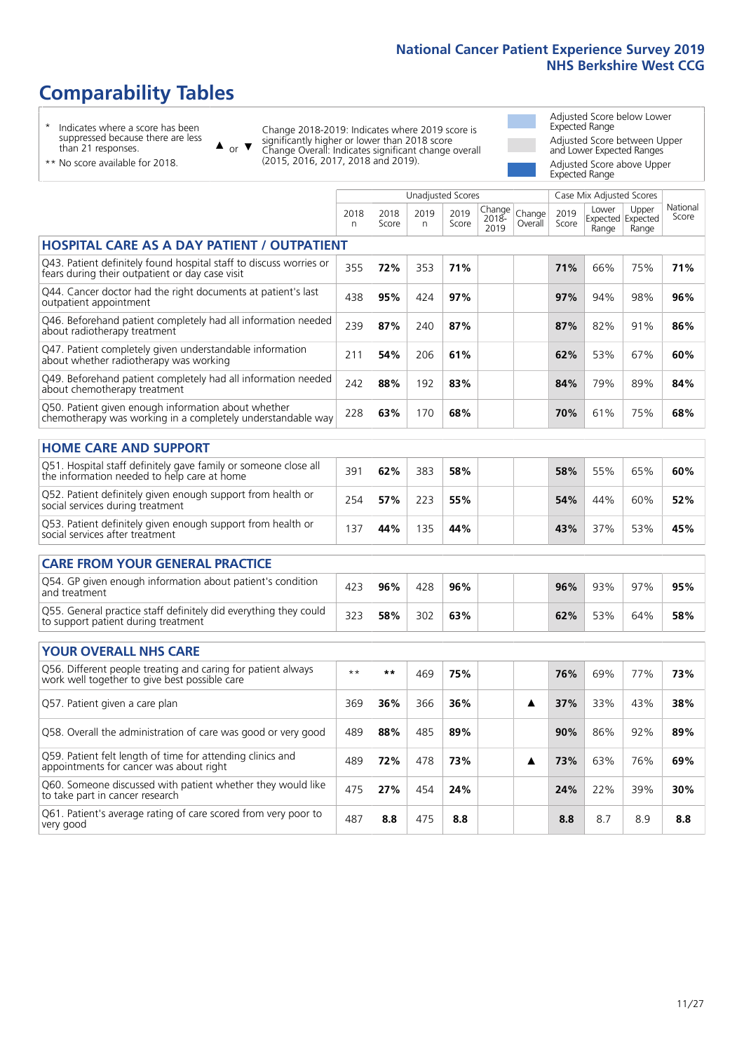# Comparability Tables

\* Indicates where a score has been suppressed because there are less than 21 responses.

\*\* No score available for 2018.

▲ or ▼ Change 2018-2019: Indicates where 2019 score is significantly higher or lower than 2018 score. Change Overall: Indicates significant change overall (2015, 2016, 2017, 2018 and 2019).

Adjusted Score below Lower Expected Range

Adjusted Score between Upper and Lower Expected Ranges

Adjusted Score above Upper Expected Range

| | Unadjusted Scores | | | | | | Case Mix Adjusted Scores | | | |
|---|---|---|---|---|---|---|---|---|---|---|
| | 2018 n | 2018 Score | 2019 n | 2019 Score | Change 2018-2019 | Change Overall | 2019 Score | Lower Expected Range | Upper Expected Range | National Score |
| **HOSPITAL CARE AS A DAY PATIENT / OUTPATIENT** | | | | | | | | | | |
| Q43. Patient definitely found hospital staff to discuss worries or fears during their outpatient or day case visit | 355 | **72%** | 353 | **71%** | | | **71%** | 66% | 75% | **71%** |
| Q44. Cancer doctor had the right documents at patient's last outpatient appointment | 438 | **95%** | 424 | **97%** | | | **97%** | 94% | 98% | **96%** |
| Q46. Beforehand patient completely had all information needed about radiotherapy treatment | 239 | **87%** | 240 | **87%** | | | **87%** | 82% | 91% | **86%** |
| Q47. Patient completely given understandable information about whether radiotherapy was working | 211 | **54%** | 206 | **61%** | | | **62%** | 53% | 67% | **60%** |
| Q49. Beforehand patient completely had all information needed about chemotherapy treatment | 242 | **88%** | 192 | **83%** | | | **84%** | 79% | 89% | **84%** |
| Q50. Patient given enough information about whether chemotherapy was working in a completely understandable way | 228 | **63%** | 170 | **68%** | | | **70%** | 61% | 75% | **68%** |
| **HOME CARE AND SUPPORT** | | | | | | | | | | |
| Q51. Hospital staff definitely gave family or someone close all the information needed to help care at home | 391 | **62%** | 383 | **58%** | | | **58%** | 55% | 65% | **60%** |
| Q52. Patient definitely given enough support from health or social services during treatment | 254 | **57%** | 223 | **55%** | | | **54%** | 44% | 60% | **52%** |
| Q53. Patient definitely given enough support from health or social services after treatment | 137 | **44%** | 135 | **44%** | | | **43%** | 37% | 53% | **45%** |
| **CARE FROM YOUR GENERAL PRACTICE** | | | | | | | | | | |
| Q54. GP given enough information about patient's condition and treatment | 423 | **96%** | 428 | **96%** | | | **96%** | 93% | 97% | **95%** |
| Q55. General practice staff definitely did everything they could to support patient during treatment | 323 | **58%** | 302 | **63%** | | | **62%** | 53% | 64% | **58%** |
| **YOUR OVERALL NHS CARE** | | | | | | | | | | |
| Q56. Different people treating and caring for patient always work well together to give best possible care | ** | ** | 469 | **75%** | | | **76%** | 69% | 77% | **73%** |
| Q57. Patient given a care plan | 369 | **36%** | 366 | **36%** | | ▲ | **37%** | 33% | 43% | **38%** |
| Q58. Overall the administration of care was good or very good | 489 | **88%** | 485 | **89%** | | | **90%** | 86% | 92% | **89%** |
| Q59. Patient felt length of time for attending clinics and appointments for cancer was about right | 489 | **72%** | 478 | **73%** | | ▲ | **73%** | 63% | 76% | **69%** |
| Q60. Someone discussed with patient whether they would like to take part in cancer research | 475 | **27%** | 454 | **24%** | | | **24%** | 22% | 39% | **30%** |
| Q61. Patient's average rating of care scored from very poor to very good | 487 | **8.8** | 475 | **8.8** | | | **8.8** | 8.7 | 8.9 | **8.8** |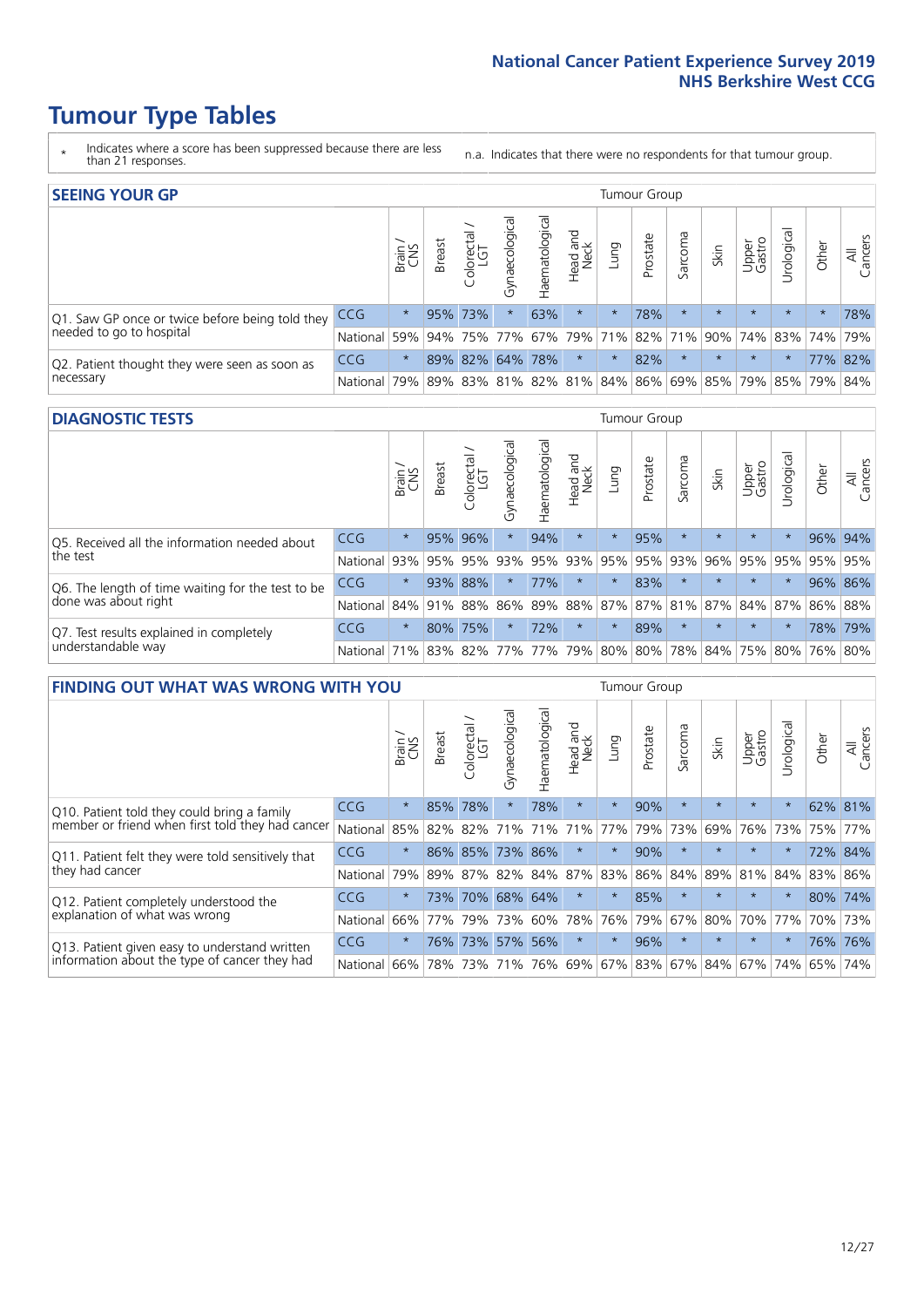# Tumour Type Tables

\* Indicates where a score has been suppressed because there are less than 21 responses.

n.a. Indicates that there were no respondents for that tumour group.

## SEEING YOUR GP

| | | Brain / CNS | Breast | Colorectal / LGT | Gynaecological | Haematological | Head and Neck | Lung | Prostate | Sarcoma | Skin | Upper Gastro | Urological | Other | All Cancers |
|---|---|---|---|---|---|---|---|---|---|---|---|---|---|---|---|
| Q1. Saw GP once or twice before being told they needed to go to hospital | CCG | * | 95% | 73% | * | 63% | * | * | 78% | * | * | * | * | * | 78% |
| | National | 59% | 94% | 75% | 77% | 67% | 79% | 71% | 82% | 71% | 90% | 74% | 83% | 74% | 79% |
| Q2. Patient thought they were seen as soon as necessary | CCG | * | 89% | 82% | 64% | 78% | * | * | 82% | * | * | * | * | 77% | 82% |
| | National | 79% | 89% | 83% | 81% | 82% | 81% | 84% | 86% | 69% | 85% | 79% | 85% | 79% | 84% |

## DIAGNOSTIC TESTS

| | | Brain / CNS | Breast | Colorectal / LGT | Gynaecological | Haematological | Head and Neck | Lung | Prostate | Sarcoma | Skin | Upper Gastro | Urological | Other | All Cancers |
|---|---|---|---|---|---|---|---|---|---|---|---|---|---|---|---|
| Q5. Received all the information needed about the test | CCG | * | 95% | 96% | * | 94% | * | * | 95% | * | * | * | * | 96% | 94% |
| | National | 93% | 95% | 95% | 93% | 95% | 93% | 95% | 95% | 93% | 96% | 95% | 95% | 95% | 95% |
| Q6. The length of time waiting for the test to be done was about right | CCG | * | 93% | 88% | * | 77% | * | * | 83% | * | * | * | * | 96% | 86% |
| | National | 84% | 91% | 88% | 86% | 89% | 88% | 87% | 87% | 81% | 87% | 84% | 87% | 86% | 88% |
| Q7. Test results explained in completely understandable way | CCG | * | 80% | 75% | * | 72% | * | * | 89% | * | * | * | * | 78% | 79% |
| | National | 71% | 83% | 82% | 77% | 77% | 79% | 80% | 80% | 78% | 84% | 75% | 80% | 76% | 80% |

## FINDING OUT WHAT WAS WRONG WITH YOU

| | | Brain / CNS | Breast | Colorectal / LGT | Gynaecological | Haematological | Head and Neck | Lung | Prostate | Sarcoma | Skin | Upper Gastro | Urological | Other | All Cancers |
|---|---|---|---|---|---|---|---|---|---|---|---|---|---|---|---|
| Q10. Patient told they could bring a family member or friend when first told they had cancer | CCG | * | 85% | 78% | * | 78% | * | * | 90% | * | * | * | * | 62% | 81% |
| | National | 85% | 82% | 82% | 71% | 71% | 71% | 77% | 79% | 73% | 69% | 76% | 73% | 75% | 77% |
| Q11. Patient felt they were told sensitively that they had cancer | CCG | * | 86% | 85% | 73% | 86% | * | * | 90% | * | * | * | * | 72% | 84% |
| | National | 79% | 89% | 87% | 82% | 84% | 87% | 83% | 86% | 84% | 89% | 81% | 84% | 83% | 86% |
| Q12. Patient completely understood the explanation of what was wrong | CCG | * | 73% | 70% | 68% | 64% | * | * | 85% | * | * | * | * | 80% | 74% |
| | National | 66% | 77% | 79% | 73% | 60% | 78% | 76% | 79% | 67% | 80% | 70% | 77% | 70% | 73% |
| Q13. Patient given easy to understand written information about the type of cancer they had | CCG | * | 76% | 73% | 57% | 56% | * | * | 96% | * | * | * | * | 76% | 76% |
| | National | 66% | 78% | 73% | 71% | 76% | 69% | 67% | 83% | 67% | 84% | 67% | 74% | 65% | 74% |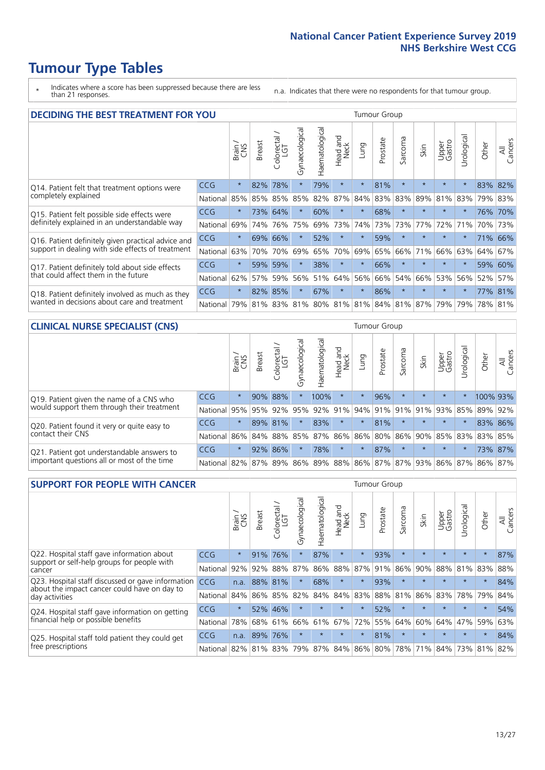# Tumour Type Tables

\* Indicates where a score has been suppressed because there are less than 21 responses.

n.a. Indicates that there were no respondents for that tumour group.

## DECIDING THE BEST TREATMENT FOR YOU

| | | Brain / CNS | Breast | Colorectal / LGT | Gynaecological | Haematological | Head and Neck | Lung | Prostate | Sarcoma | Skin | Upper Gastro | Urological | Other | All Cancers |
|---|---|---|---|---|---|---|---|---|---|---|---|---|---|---|---|
| Q14. Patient felt that treatment options were completely explained | CCG | * | 82% | 78% | * | 79% | * | * | 81% | * | * | * | * | 83% | 82% |
| | National | 85% | 85% | 85% | 85% | 82% | 87% | 84% | 83% | 83% | 89% | 81% | 83% | 79% | 83% |
| Q15. Patient felt possible side effects were definitely explained in an understandable way | CCG | * | 73% | 64% | * | 60% | * | * | 68% | * | * | * | * | 76% | 70% |
| | National | 69% | 74% | 76% | 75% | 69% | 73% | 74% | 73% | 73% | 77% | 72% | 71% | 70% | 73% |
| Q16. Patient definitely given practical advice and support in dealing with side effects of treatment | CCG | * | 69% | 66% | * | 52% | * | * | 59% | * | * | * | * | 71% | 66% |
| | National | 63% | 70% | 70% | 69% | 65% | 70% | 69% | 65% | 66% | 71% | 66% | 63% | 64% | 67% |
| Q17. Patient definitely told about side effects that could affect them in the future | CCG | * | 59% | 59% | * | 38% | * | * | 66% | * | * | * | * | 59% | 60% |
| | National | 62% | 57% | 59% | 56% | 51% | 64% | 56% | 66% | 54% | 66% | 53% | 56% | 52% | 57% |
| Q18. Patient definitely involved as much as they wanted in decisions about care and treatment | CCG | * | 82% | 85% | * | 67% | * | * | 86% | * | * | * | * | 77% | 81% |
| | National | 79% | 81% | 83% | 81% | 80% | 81% | 81% | 84% | 81% | 87% | 79% | 79% | 78% | 81% |

## CLINICAL NURSE SPECIALIST (CNS)

| | | Brain / CNS | Breast | Colorectal / LGT | Gynaecological | Haematological | Head and Neck | Lung | Prostate | Sarcoma | Skin | Upper Gastro | Urological | Other | All Cancers |
|---|---|---|---|---|---|---|---|---|---|---|---|---|---|---|---|
| Q19. Patient given the name of a CNS who would support them through their treatment | CCG | * | 90% | 88% | * | 100% | * | * | 96% | * | * | * | * | 100% | 93% |
| | National | 95% | 95% | 92% | 95% | 92% | 91% | 94% | 91% | 91% | 91% | 93% | 85% | 89% | 92% |
| Q20. Patient found it very or quite easy to contact their CNS | CCG | * | 89% | 81% | * | 83% | * | * | 81% | * | * | * | * | 83% | 86% |
| | National | 86% | 84% | 88% | 85% | 87% | 86% | 86% | 80% | 86% | 90% | 85% | 83% | 83% | 85% |
| Q21. Patient got understandable answers to important questions all or most of the time | CCG | * | 92% | 86% | * | 78% | * | * | 87% | * | * | * | * | 73% | 87% |
| | National | 82% | 87% | 89% | 86% | 89% | 88% | 86% | 87% | 87% | 93% | 86% | 87% | 86% | 87% |

## SUPPORT FOR PEOPLE WITH CANCER

| | | Brain / CNS | Breast | Colorectal / LGT | Gynaecological | Haematological | Head and Neck | Lung | Prostate | Sarcoma | Skin | Upper Gastro | Urological | Other | All Cancers |
|---|---|---|---|---|---|---|---|---|---|---|---|---|---|---|---|
| Q22. Hospital staff gave information about support or self-help groups for people with cancer | CCG | * | 91% | 76% | * | 87% | * | * | 93% | * | * | * | * | * | 87% |
| | National | 92% | 92% | 88% | 87% | 86% | 88% | 87% | 91% | 86% | 90% | 88% | 81% | 83% | 88% |
| Q23. Hospital staff discussed or gave information about the impact cancer could have on day to day activities | CCG | n.a. | 88% | 81% | * | 68% | * | * | 93% | * | * | * | * | * | 84% |
| | National | 84% | 86% | 85% | 82% | 84% | 84% | 83% | 88% | 81% | 86% | 83% | 78% | 79% | 84% |
| Q24. Hospital staff gave information on getting financial help or possible benefits | CCG | * | 52% | 46% | * | * | * | * | 52% | * | * | * | * | * | 54% |
| | National | 78% | 68% | 61% | 66% | 61% | 67% | 72% | 55% | 64% | 60% | 64% | 47% | 59% | 63% |
| Q25. Hospital staff told patient they could get free prescriptions | CCG | n.a. | 89% | 76% | * | * | * | * | 81% | * | * | * | * | * | 84% |
| | National | 82% | 81% | 83% | 79% | 87% | 84% | 86% | 80% | 78% | 71% | 84% | 73% | 81% | 82% |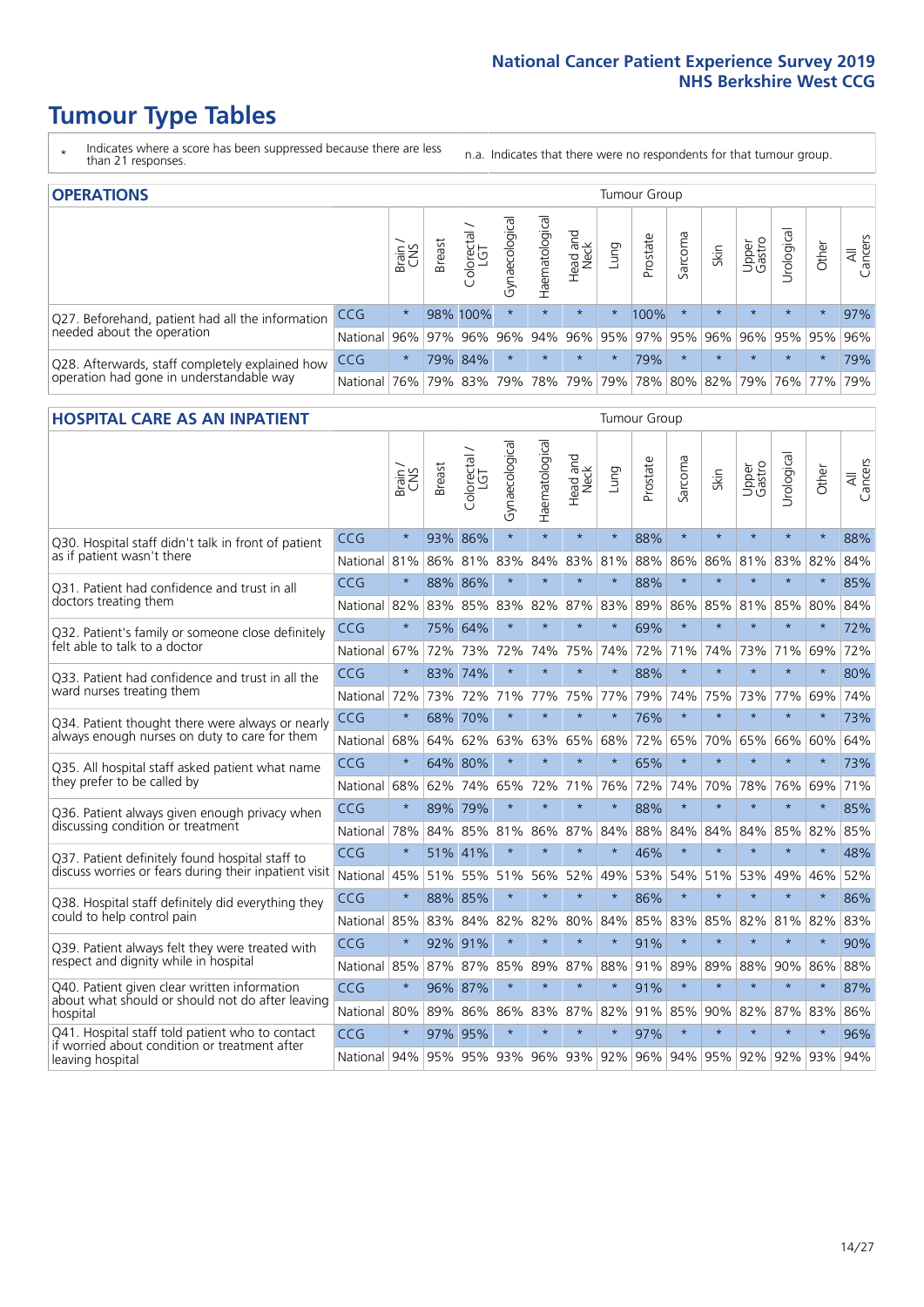# Tumour Type Tables

\* Indicates where a score has been suppressed because there are less than 21 responses.

n.a. Indicates that there were no respondents for that tumour group.

## OPERATIONS

| | | Brain / CNS | Breast | Colorectal / LGT | Gynaecological | Haematological | Head and Neck | Lung | Prostate | Sarcoma | Skin | Upper Gastro | Urological | Other | All Cancers |
|---|---|---|---|---|---|---|---|---|---|---|---|---|---|---|---|
| Q27. Beforehand, patient had all the information needed about the operation | CCG | * | 98% | 100% | * | * | * | * | 100% | * | * | * | * | * | 97% |
| | National | 96% | 97% | 96% | 96% | 94% | 96% | 95% | 97% | 95% | 96% | 96% | 95% | 95% | 96% |
| Q28. Afterwards, staff completely explained how operation had gone in understandable way | CCG | * | 79% | 84% | * | * | * | * | 79% | * | * | * | * | * | 79% |
| | National | 76% | 79% | 83% | 79% | 78% | 79% | 79% | 78% | 80% | 82% | 79% | 76% | 77% | 79% |

## HOSPITAL CARE AS AN INPATIENT

| | | Brain / CNS | Breast | Colorectal / LGT | Gynaecological | Haematological | Head and Neck | Lung | Prostate | Sarcoma | Skin | Upper Gastro | Urological | Other | All Cancers |
|---|---|---|---|---|---|---|---|---|---|---|---|---|---|---|---|
| Q30. Hospital staff didn't talk in front of patient as if patient wasn't there | CCG | * | 93% | 86% | * | * | * | * | 88% | * | * | * | * | * | 88% |
| | National | 81% | 86% | 81% | 83% | 84% | 83% | 81% | 88% | 86% | 86% | 81% | 83% | 82% | 84% |
| Q31. Patient had confidence and trust in all doctors treating them | CCG | * | 88% | 86% | * | * | * | * | 88% | * | * | * | * | * | 85% |
| | National | 82% | 83% | 85% | 83% | 82% | 87% | 83% | 89% | 86% | 85% | 81% | 85% | 80% | 84% |
| Q32. Patient's family or someone close definitely felt able to talk to a doctor | CCG | * | 75% | 64% | * | * | * | * | 69% | * | * | * | * | * | 72% |
| | National | 67% | 72% | 73% | 72% | 74% | 75% | 74% | 72% | 71% | 74% | 73% | 71% | 69% | 72% |
| Q33. Patient had confidence and trust in all the ward nurses treating them | CCG | * | 83% | 74% | * | * | * | * | 88% | * | * | * | * | * | 80% |
| | National | 72% | 73% | 72% | 71% | 77% | 75% | 77% | 79% | 74% | 75% | 73% | 77% | 69% | 74% |
| Q34. Patient thought there were always or nearly always enough nurses on duty to care for them | CCG | * | 68% | 70% | * | * | * | * | 76% | * | * | * | * | * | 73% |
| | National | 68% | 64% | 62% | 63% | 63% | 65% | 68% | 72% | 65% | 70% | 65% | 66% | 60% | 64% |
| Q35. All hospital staff asked patient what name they prefer to be called by | CCG | * | 64% | 80% | * | * | * | * | 65% | * | * | * | * | * | 73% |
| | National | 68% | 62% | 74% | 65% | 72% | 71% | 76% | 72% | 74% | 70% | 78% | 76% | 69% | 71% |
| Q36. Patient always given enough privacy when discussing condition or treatment | CCG | * | 89% | 79% | * | * | * | * | 88% | * | * | * | * | * | 85% |
| | National | 78% | 84% | 85% | 81% | 86% | 87% | 84% | 88% | 84% | 84% | 84% | 85% | 82% | 85% |
| Q37. Patient definitely found hospital staff to discuss worries or fears during their inpatient visit | CCG | * | 51% | 41% | * | * | * | * | 46% | * | * | * | * | * | 48% |
| | National | 45% | 51% | 55% | 51% | 56% | 52% | 49% | 53% | 54% | 51% | 53% | 49% | 46% | 52% |
| Q38. Hospital staff definitely did everything they could to help control pain | CCG | * | 88% | 85% | * | * | * | * | 86% | * | * | * | * | * | 86% |
| | National | 85% | 83% | 84% | 82% | 82% | 80% | 84% | 85% | 83% | 85% | 82% | 81% | 82% | 83% |
| Q39. Patient always felt they were treated with respect and dignity while in hospital | CCG | * | 92% | 91% | * | * | * | * | 91% | * | * | * | * | * | 90% |
| | National | 85% | 87% | 87% | 85% | 89% | 87% | 88% | 91% | 89% | 89% | 88% | 90% | 86% | 88% |
| Q40. Patient given clear written information about what should or should not do after leaving hospital | CCG | * | 96% | 87% | * | * | * | * | 91% | * | * | * | * | * | 87% |
| | National | 80% | 89% | 86% | 86% | 83% | 87% | 82% | 91% | 85% | 90% | 82% | 87% | 83% | 86% |
| Q41. Hospital staff told patient who to contact if worried about condition or treatment after leaving hospital | CCG | * | 97% | 95% | * | * | * | * | 97% | * | * | * | * | * | 96% |
| | National | 94% | 95% | 95% | 93% | 96% | 93% | 92% | 96% | 94% | 95% | 92% | 92% | 93% | 94% |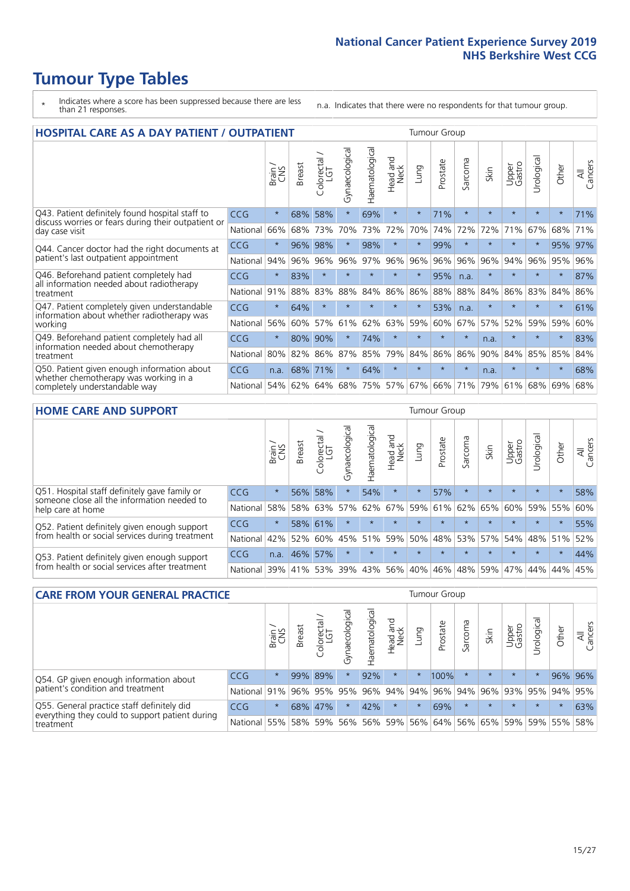# Tumour Type Tables

\* Indicates where a score has been suppressed because there are less than 21 responses.

n.a. Indicates that there were no respondents for that tumour group.

## HOSPITAL CARE AS A DAY PATIENT / OUTPATIENT

| | | Brain / CNS | Breast | Colorectal / LGT | Gynaecological | Haematological | Head and Neck | Lung | Prostate | Sarcoma | Skin | Upper Gastro | Urological | Other | All Cancers |
|---|---|---|---|---|---|---|---|---|---|---|---|---|---|---|---|
| Q43. Patient definitely found hospital staff to discuss worries or fears during their outpatient or day case visit | CCG | * | 68% | 58% | * | 69% | * | * | 71% | * | * | * | * | * | 71% |
| | National | 66% | 68% | 73% | 70% | 73% | 72% | 70% | 74% | 72% | 72% | 71% | 67% | 68% | 71% |
| Q44. Cancer doctor had the right documents at patient's last outpatient appointment | CCG | * | 96% | 98% | * | 98% | * | * | 99% | * | * | * | * | 95% | 97% |
| | National | 94% | 96% | 96% | 96% | 97% | 96% | 96% | 96% | 96% | 96% | 94% | 96% | 95% | 96% |
| Q46. Beforehand patient completely had all information needed about radiotherapy treatment | CCG | * | 83% | * | * | * | * | * | 95% | n.a. | * | * | * | * | 87% |
| | National | 91% | 88% | 83% | 88% | 84% | 86% | 86% | 88% | 88% | 84% | 86% | 83% | 84% | 86% |
| Q47. Patient completely given understandable information about whether radiotherapy was working | CCG | * | 64% | * | * | * | * | * | 53% | n.a. | * | * | * | * | 61% |
| | National | 56% | 60% | 57% | 61% | 62% | 63% | 59% | 60% | 67% | 57% | 52% | 59% | 59% | 60% |
| Q49. Beforehand patient completely had all information needed about chemotherapy treatment | CCG | * | 80% | 90% | * | 74% | * | * | * | * | n.a. | * | * | * | 83% |
| | National | 80% | 82% | 86% | 87% | 85% | 79% | 84% | 86% | 86% | 90% | 84% | 85% | 85% | 84% |
| Q50. Patient given enough information about whether chemotherapy was working in a completely understandable way | CCG | n.a. | 68% | 71% | * | 64% | * | * | * | * | n.a. | * | * | * | 68% |
| | National | 54% | 62% | 64% | 68% | 75% | 57% | 67% | 66% | 71% | 79% | 61% | 68% | 69% | 68% |

## HOME CARE AND SUPPORT

| | | Brain / CNS | Breast | Colorectal / LGT | Gynaecological | Haematological | Head and Neck | Lung | Prostate | Sarcoma | Skin | Upper Gastro | Urological | Other | All Cancers |
|---|---|---|---|---|---|---|---|---|---|---|---|---|---|---|---|
| Q51. Hospital staff definitely gave family or someone close all the information needed to help care at home | CCG | * | 56% | 58% | * | 54% | * | * | 57% | * | * | * | * | * | 58% |
| | National | 58% | 58% | 63% | 57% | 62% | 67% | 59% | 61% | 62% | 65% | 60% | 59% | 55% | 60% |
| Q52. Patient definitely given enough support from health or social services during treatment | CCG | * | 58% | 61% | * | * | * | * | * | * | * | * | * | * | 55% |
| | National | 42% | 52% | 60% | 45% | 51% | 59% | 50% | 48% | 53% | 57% | 54% | 48% | 51% | 52% |
| Q53. Patient definitely given enough support from health or social services after treatment | CCG | n.a. | 46% | 57% | * | * | * | * | * | * | * | * | * | * | 44% |
| | National | 39% | 41% | 53% | 39% | 43% | 56% | 40% | 46% | 48% | 59% | 47% | 44% | 44% | 45% |

## CARE FROM YOUR GENERAL PRACTICE

| | | Brain / CNS | Breast | Colorectal / LGT | Gynaecological | Haematological | Head and Neck | Lung | Prostate | Sarcoma | Skin | Upper Gastro | Urological | Other | All Cancers |
|---|---|---|---|---|---|---|---|---|---|---|---|---|---|---|---|
| Q54. GP given enough information about patient's condition and treatment | CCG | * | 99% | 89% | * | 92% | * | * | 100% | * | * | * | * | 96% | 96% |
| | National | 91% | 96% | 95% | 95% | 96% | 94% | 94% | 96% | 94% | 96% | 93% | 95% | 94% | 95% |
| Q55. General practice staff definitely did everything they could to support patient during treatment | CCG | * | 68% | 47% | * | 42% | * | * | 69% | * | * | * | * | * | 63% |
| | National | 55% | 58% | 59% | 56% | 56% | 59% | 56% | 64% | 56% | 65% | 59% | 59% | 55% | 58% |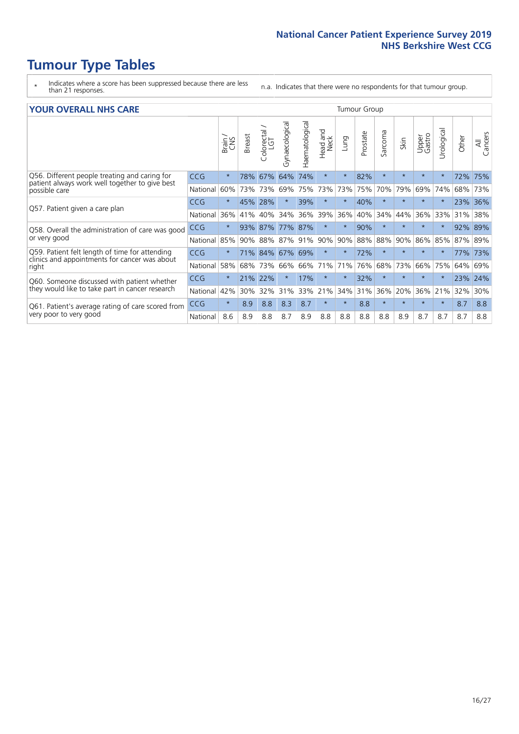# Tumour Type Tables

\* Indicates where a score has been suppressed because there are less than 21 responses.

n.a. Indicates that there were no respondents for that tumour group.

| YOUR OVERALL NHS CARE | | Brain / CNS | Breast | Colorectal / LGT | Gynaecological | Haematological | Head and Neck | Lung | Prostate | Sarcoma | Skin | Upper Gastro | Urological | Other | All Cancers |
|---|---|---|---|---|---|---|---|---|---|---|---|---|---|---|---|
| Q56. Different people treating and caring for patient always work well together to give best possible care | CCG | * | 78% | 67% | 64% | 74% | * | * | 82% | * | * | * | * | 72% | 75% |
| | National | 60% | 73% | 73% | 69% | 75% | 73% | 73% | 75% | 70% | 79% | 69% | 74% | 68% | 73% |
| Q57. Patient given a care plan | CCG | * | 45% | 28% | * | 39% | * | * | 40% | * | * | * | * | 23% | 36% |
| | National | 36% | 41% | 40% | 34% | 36% | 39% | 36% | 40% | 34% | 44% | 36% | 33% | 31% | 38% |
| Q58. Overall the administration of care was good or very good | CCG | * | 93% | 87% | 77% | 87% | * | * | 90% | * | * | * | * | 92% | 89% |
| | National | 85% | 90% | 88% | 87% | 91% | 90% | 90% | 88% | 88% | 90% | 86% | 85% | 87% | 89% |
| Q59. Patient felt length of time for attending clinics and appointments for cancer was about right | CCG | * | 71% | 84% | 67% | 69% | * | * | 72% | * | * | * | * | 77% | 73% |
| | National | 58% | 68% | 73% | 66% | 66% | 71% | 71% | 76% | 68% | 73% | 66% | 75% | 64% | 69% |
| Q60. Someone discussed with patient whether they would like to take part in cancer research | CCG | * | 21% | 22% | * | 17% | * | * | 32% | * | * | * | * | 23% | 24% |
| | National | 42% | 30% | 32% | 31% | 33% | 21% | 34% | 31% | 36% | 20% | 36% | 21% | 32% | 30% |
| Q61. Patient's average rating of care scored from very poor to very good | CCG | * | 8.9 | 8.8 | 8.3 | 8.7 | * | * | 8.8 | * | * | * | * | 8.7 | 8.8 |
| | National | 8.6 | 8.9 | 8.8 | 8.7 | 8.9 | 8.8 | 8.8 | 8.8 | 8.8 | 8.9 | 8.7 | 8.7 | 8.7 | 8.8 |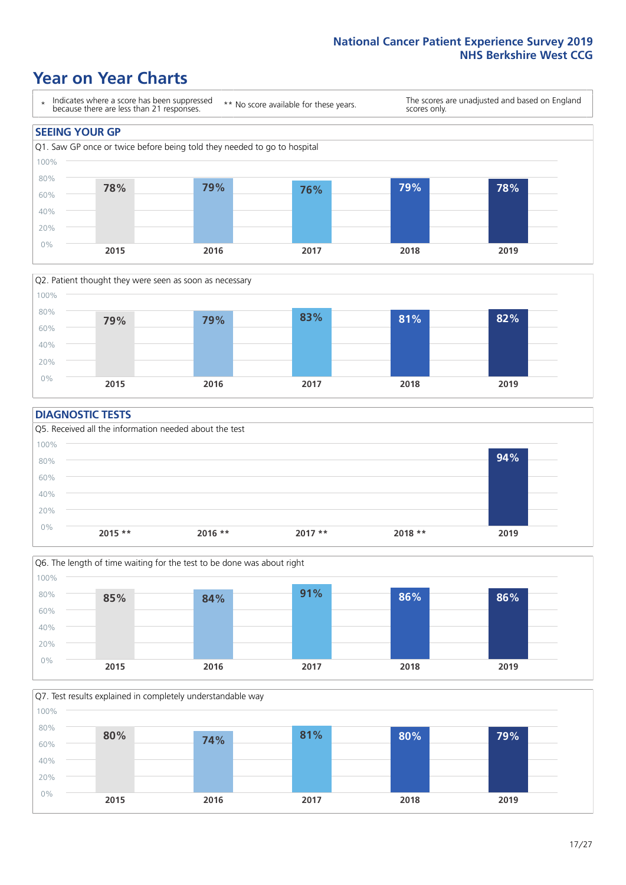# Year on Year Charts

\* Indicates where a score has been suppressed because there are less than 21 responses.

** No score available for these years.

The scores are unadjusted and based on England scores only.

## SEEING YOUR GP

Q1. Saw GP once or twice before being told they needed to go to hospital

| 2015 | 2016 | 2017 | 2018 | 2019 |
|---|---|---|---|---|
| 78% | 79% | 76% | 79% | 78% |

Q2. Patient thought they were seen as soon as necessary

| 2015 | 2016 | 2017 | 2018 | 2019 |
|---|---|---|---|---|
| 79% | 79% | 83% | 81% | 82% |

## DIAGNOSTIC TESTS

Q5. Received all the information needed about the test

| 2015 ** | 2016 ** | 2017 ** | 2018 ** | 2019 |
|---|---|---|---|---|
| | | | | 94% |

Q6. The length of time waiting for the test to be done was about right

| 2015 | 2016 | 2017 | 2018 | 2019 |
|---|---|---|---|---|
| 85% | 84% | 91% | 86% | 86% |

Q7. Test results explained in completely understandable way

| 2015 | 2016 | 2017 | 2018 | 2019 |
|---|---|---|---|---|
| 80% | 74% | 81% | 80% | 79% |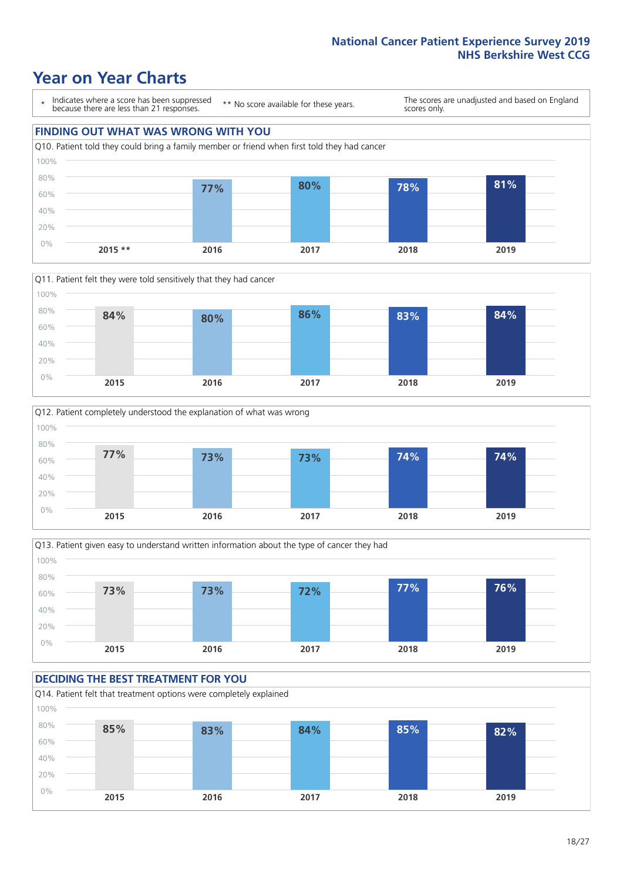# Year on Year Charts

\* Indicates where a score has been suppressed because there are less than 21 responses.

\*\* No score available for these years.

The scores are unadjusted and based on England scores only.

## FINDING OUT WHAT WAS WRONG WITH YOU

Q10. Patient told they could bring a family member or friend when first told they had cancer

| 2015 ** | 2016 | 2017 | 2018 | 2019 |
|---|---|---|---|---|
| | 77% | 80% | 78% | 81% |

Q11. Patient felt they were told sensitively that they had cancer

| 2015 | 2016 | 2017 | 2018 | 2019 |
|---|---|---|---|---|
| 84% | 80% | 86% | 83% | 84% |

Q12. Patient completely understood the explanation of what was wrong

| 2015 | 2016 | 2017 | 2018 | 2019 |
|---|---|---|---|---|
| 77% | 73% | 73% | 74% | 74% |

Q13. Patient given easy to understand written information about the type of cancer they had

| 2015 | 2016 | 2017 | 2018 | 2019 |
|---|---|---|---|---|
| 73% | 73% | 72% | 77% | 76% |

## DECIDING THE BEST TREATMENT FOR YOU

Q14. Patient felt that treatment options were completely explained

| 2015 | 2016 | 2017 | 2018 | 2019 |
|---|---|---|---|---|
| 85% | 83% | 84% | 85% | 82% |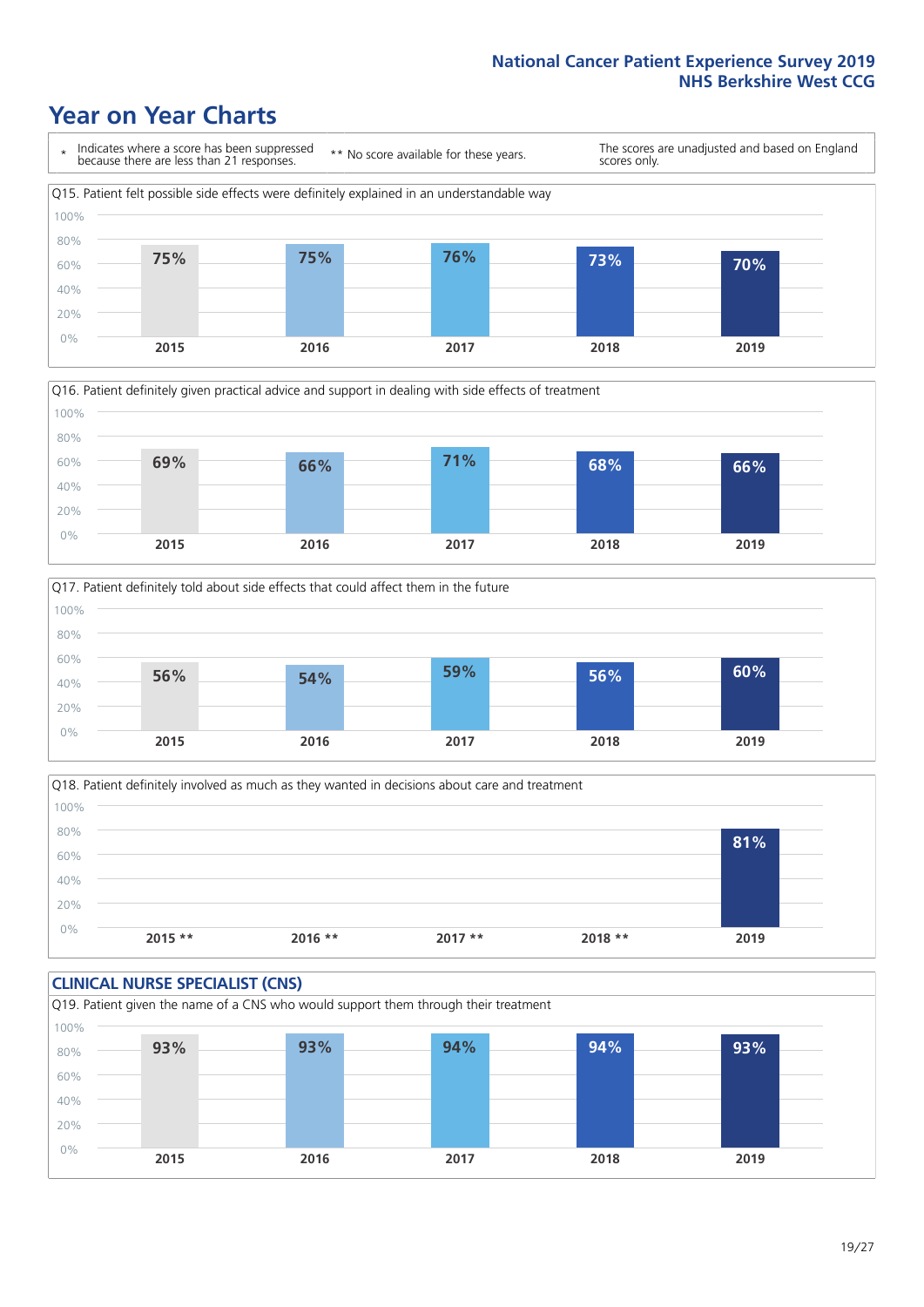# Year on Year Charts

\* Indicates where a score has been suppressed because there are less than 21 responses.

\*\* No score available for these years.

The scores are unadjusted and based on England scores only.

### Q15. Patient felt possible side effects were definitely explained in an understandable way

| 2015 | 2016 | 2017 | 2018 | 2019 |
|---|---|---|---|---|
| 75% | 75% | 76% | 73% | 70% |

### Q16. Patient definitely given practical advice and support in dealing with side effects of treatment

| 2015 | 2016 | 2017 | 2018 | 2019 |
|---|---|---|---|---|
| 69% | 66% | 71% | 68% | 66% |

### Q17. Patient definitely told about side effects that could affect them in the future

| 2015 | 2016 | 2017 | 2018 | 2019 |
|---|---|---|---|---|
| 56% | 54% | 59% | 56% | 60% |

### Q18. Patient definitely involved as much as they wanted in decisions about care and treatment

| 2015 ** | 2016 ** | 2017 ** | 2018 ** | 2019 |
|---|---|---|---|---|
| | | | | 81% |

## CLINICAL NURSE SPECIALIST (CNS)

### Q19. Patient given the name of a CNS who would support them through their treatment

| 2015 | 2016 | 2017 | 2018 | 2019 |
|---|---|---|---|---|
| 93% | 93% | 94% | 94% | 93% |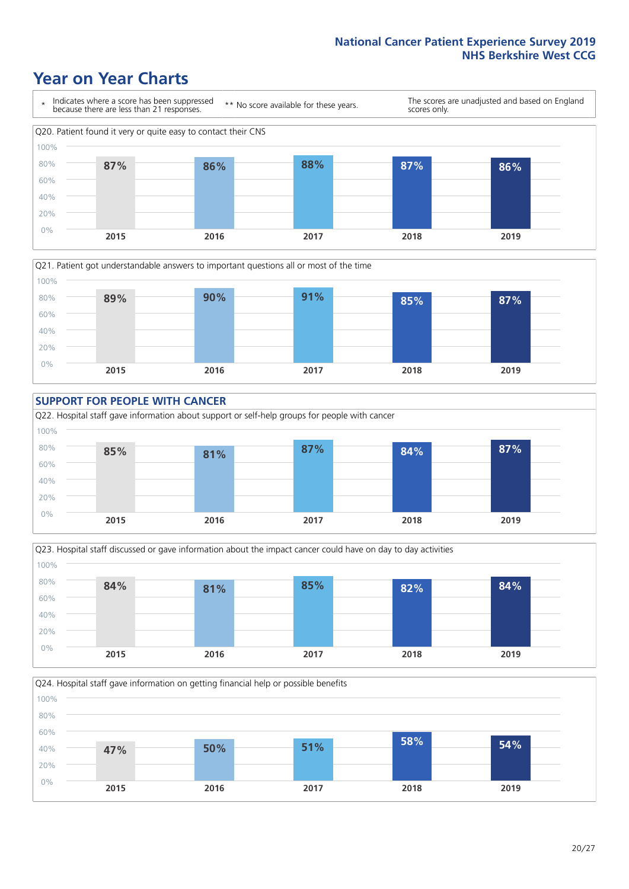# Year on Year Charts

\* Indicates where a score has been suppressed because there are less than 21 responses.

\*\* No score available for these years.

The scores are unadjusted and based on England scores only.

Q20. Patient found it very or quite easy to contact their CNS

| 2015 | 2016 | 2017 | 2018 | 2019 |
|---|---|---|---|---|
| 87% | 86% | 88% | 87% | 86% |

Q21. Patient got understandable answers to important questions all or most of the time

| 2015 | 2016 | 2017 | 2018 | 2019 |
|---|---|---|---|---|
| 89% | 90% | 91% | 85% | 87% |

## SUPPORT FOR PEOPLE WITH CANCER

Q22. Hospital staff gave information about support or self-help groups for people with cancer

| 2015 | 2016 | 2017 | 2018 | 2019 |
|---|---|---|---|---|
| 85% | 81% | 87% | 84% | 87% |

Q23. Hospital staff discussed or gave information about the impact cancer could have on day to day activities

| 2015 | 2016 | 2017 | 2018 | 2019 |
|---|---|---|---|---|
| 84% | 81% | 85% | 82% | 84% |

Q24. Hospital staff gave information on getting financial help or possible benefits

| 2015 | 2016 | 2017 | 2018 | 2019 |
|---|---|---|---|---|
| 47% | 50% | 51% | 58% | 54% |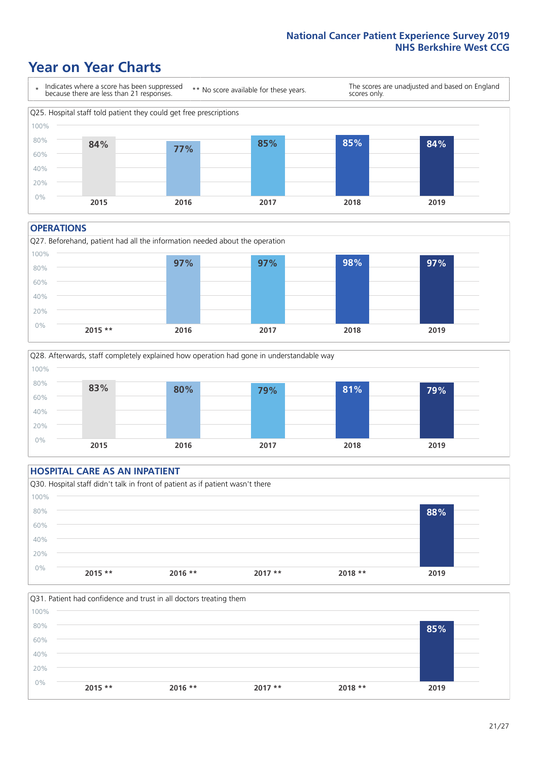# Year on Year Charts

\* Indicates where a score has been suppressed because there are less than 21 responses.

** No score available for these years.

The scores are unadjusted and based on England scores only.

Q25. Hospital staff told patient they could get free prescriptions

| 2015 | 2016 | 2017 | 2018 | 2019 |
| --- | --- | --- | --- | --- |
| 84% | 77% | 85% | 85% | 84% |

## OPERATIONS

Q27. Beforehand, patient had all the information needed about the operation

| 2015 ** | 2016 | 2017 | 2018 | 2019 |
| --- | --- | --- | --- | --- |
| | 97% | 97% | 98% | 97% |

Q28. Afterwards, staff completely explained how operation had gone in understandable way

| 2015 | 2016 | 2017 | 2018 | 2019 |
| --- | --- | --- | --- | --- |
| 83% | 80% | 79% | 81% | 79% |

## HOSPITAL CARE AS AN INPATIENT

Q30. Hospital staff didn't talk in front of patient as if patient wasn't there

| 2015 ** | 2016 ** | 2017 ** | 2018 ** | 2019 |
| --- | --- | --- | --- | --- |
| | | | | 88% |

Q31. Patient had confidence and trust in all doctors treating them

| 2015 ** | 2016 ** | 2017 ** | 2018 ** | 2019 |
| --- | --- | --- | --- | --- |
| | | | | 85% |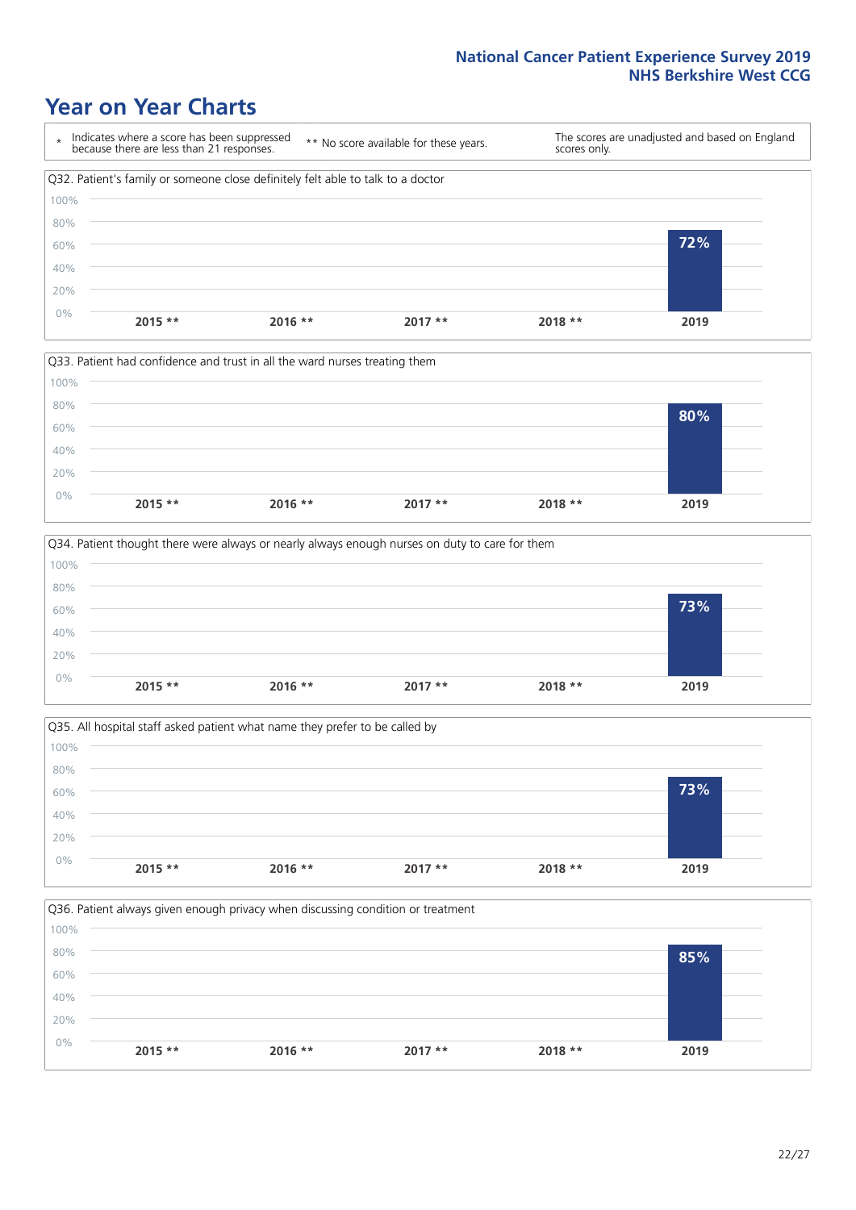# Year on Year Charts

| * Indicates where a score has been suppressed because there are less than 21 responses. | ** No score available for these years. | The scores are unadjusted and based on England scores only. |
| --- | --- | --- |

Q32. Patient's family or someone close definitely felt able to talk to a doctor

| 2015 ** | 2016 ** | 2017 ** | 2018 ** | 2019 |
| --- | --- | --- | --- | --- |
| | | | | 72% |

Q33. Patient had confidence and trust in all the ward nurses treating them

| 2015 ** | 2016 ** | 2017 ** | 2018 ** | 2019 |
| --- | --- | --- | --- | --- |
| | | | | 80% |

Q34. Patient thought there were always or nearly always enough nurses on duty to care for them

| 2015 ** | 2016 ** | 2017 ** | 2018 ** | 2019 |
| --- | --- | --- | --- | --- |
| | | | | 73% |

Q35. All hospital staff asked patient what name they prefer to be called by

| 2015 ** | 2016 ** | 2017 ** | 2018 ** | 2019 |
| --- | --- | --- | --- | --- |
| | | | | 73% |

Q36. Patient always given enough privacy when discussing condition or treatment

| 2015 ** | 2016 ** | 2017 ** | 2018 ** | 2019 |
| --- | --- | --- | --- | --- |
| | | | | 85% |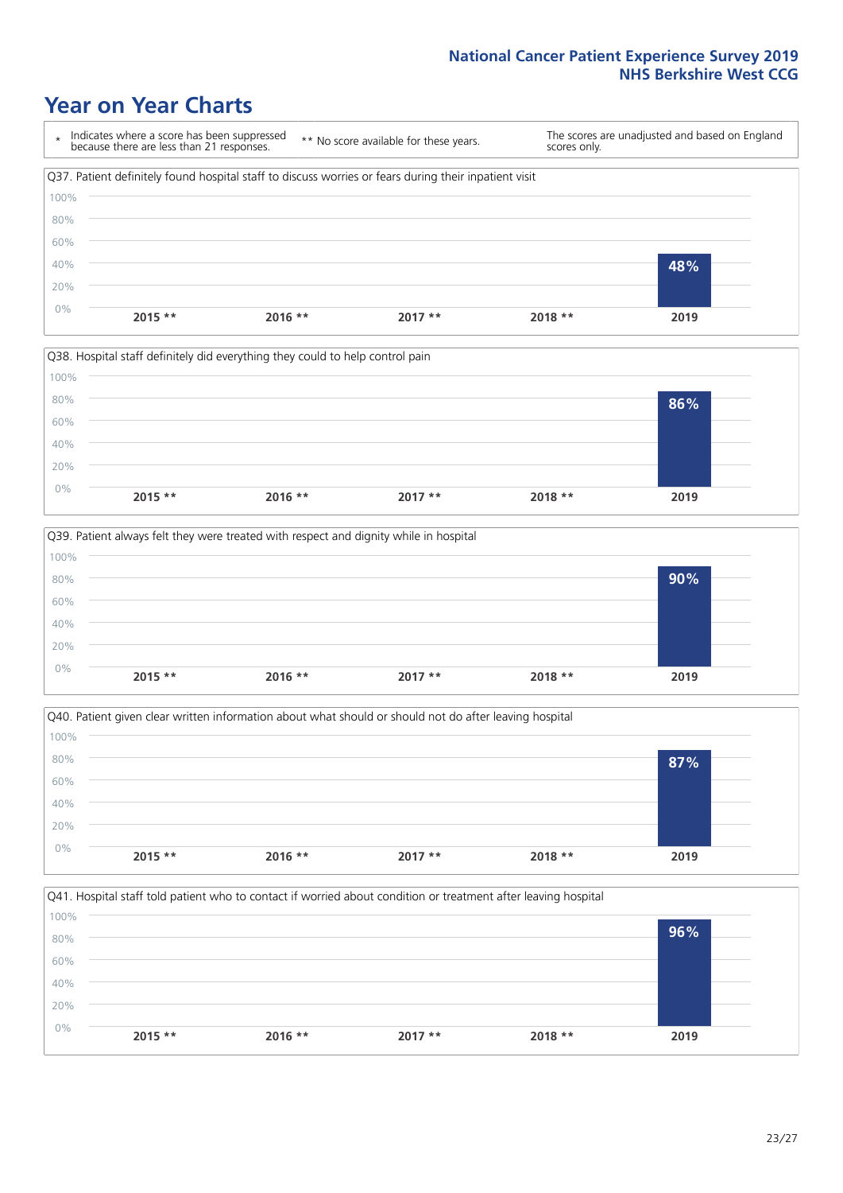# Year on Year Charts

\* Indicates where a score has been suppressed because there are less than 21 responses.

** No score available for these years.

The scores are unadjusted and based on England scores only.

Q37. Patient definitely found hospital staff to discuss worries or fears during their inpatient visit

| 2015 ** | 2016 ** | 2017 ** | 2018 ** | 2019 |
|---|---|---|---|---|
| | | | | 48% |

Q38. Hospital staff definitely did everything they could to help control pain

| 2015 ** | 2016 ** | 2017 ** | 2018 ** | 2019 |
|---|---|---|---|---|
| | | | | 86% |

Q39. Patient always felt they were treated with respect and dignity while in hospital

| 2015 ** | 2016 ** | 2017 ** | 2018 ** | 2019 |
|---|---|---|---|---|
| | | | | 90% |

Q40. Patient given clear written information about what should or should not do after leaving hospital

| 2015 ** | 2016 ** | 2017 ** | 2018 ** | 2019 |
|---|---|---|---|---|
| | | | | 87% |

Q41. Hospital staff told patient who to contact if worried about condition or treatment after leaving hospital

| 2015 ** | 2016 ** | 2017 ** | 2018 ** | 2019 |
|---|---|---|---|---|
| | | | | 96% |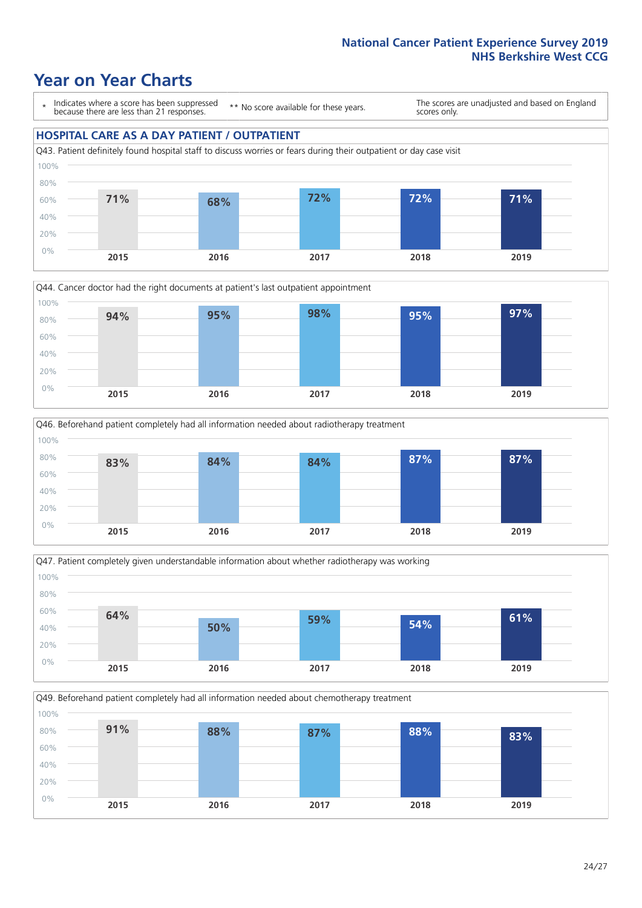# Year on Year Charts

\* Indicates where a score has been suppressed because there are less than 21 responses.

\*\* No score available for these years.

The scores are unadjusted and based on England scores only.

## HOSPITAL CARE AS A DAY PATIENT / OUTPATIENT

Q43. Patient definitely found hospital staff to discuss worries or fears during their outpatient or day case visit

| 2015 | 2016 | 2017 | 2018 | 2019 |
|---|---|---|---|---|
| 71% | 68% | 72% | 72% | 71% |

Q44. Cancer doctor had the right documents at patient's last outpatient appointment

| 2015 | 2016 | 2017 | 2018 | 2019 |
|---|---|---|---|---|
| 94% | 95% | 98% | 95% | 97% |

Q46. Beforehand patient completely had all information needed about radiotherapy treatment

| 2015 | 2016 | 2017 | 2018 | 2019 |
|---|---|---|---|---|
| 83% | 84% | 84% | 87% | 87% |

Q47. Patient completely given understandable information about whether radiotherapy was working

| 2015 | 2016 | 2017 | 2018 | 2019 |
|---|---|---|---|---|
| 64% | 50% | 59% | 54% | 61% |

Q49. Beforehand patient completely had all information needed about chemotherapy treatment

| 2015 | 2016 | 2017 | 2018 | 2019 |
|---|---|---|---|---|
| 91% | 88% | 87% | 88% | 83% |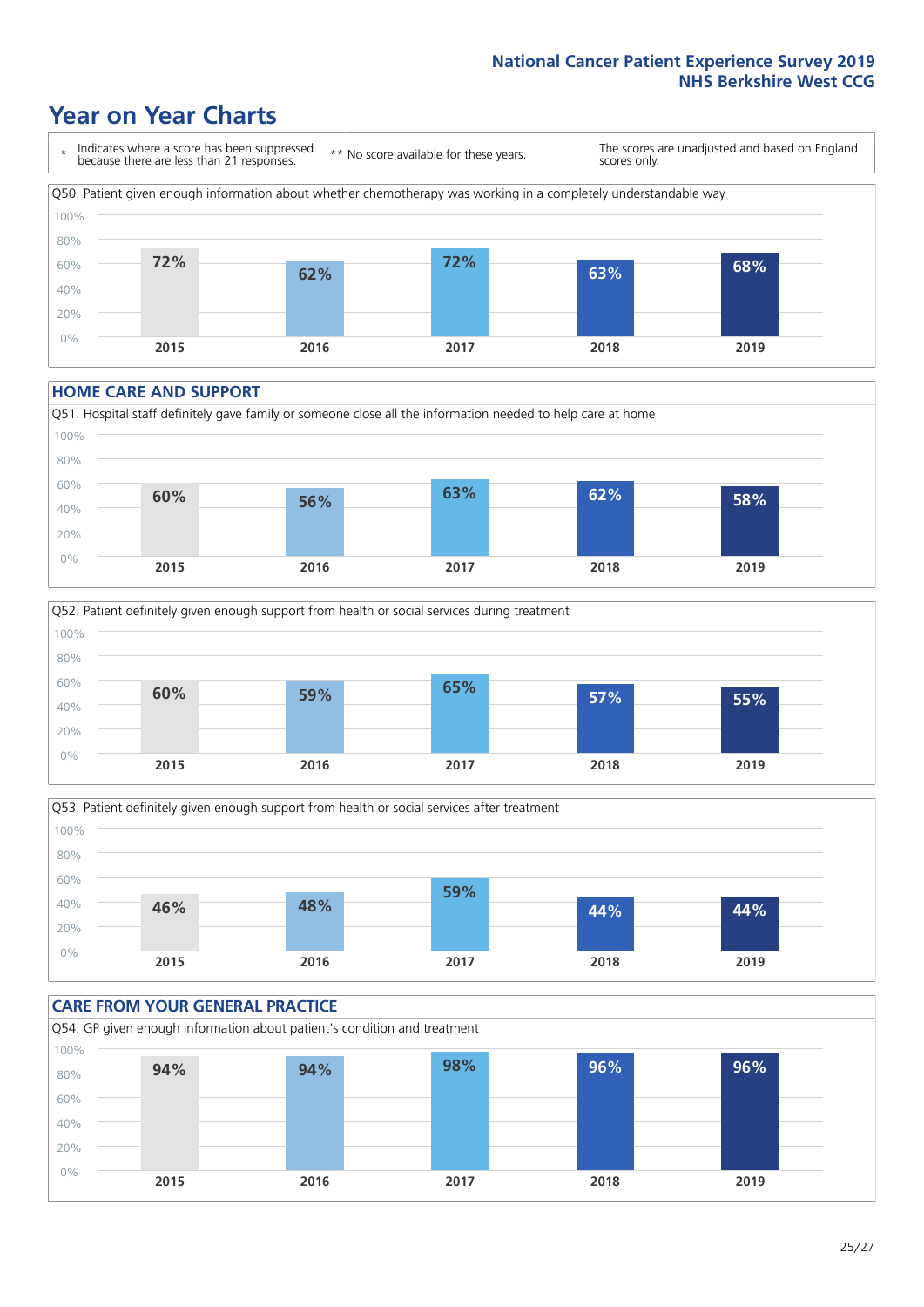# Year on Year Charts

\* Indicates where a score has been suppressed because there are less than 21 responses.

\*\* No score available for these years.

The scores are unadjusted and based on England scores only.

Q50. Patient given enough information about whether chemotherapy was working in a completely understandable way

| 2015 | 2016 | 2017 | 2018 | 2019 |
|---|---|---|---|---|
| 72% | 62% | 72% | 63% | 68% |

## HOME CARE AND SUPPORT

Q51. Hospital staff definitely gave family or someone close all the information needed to help care at home

| 2015 | 2016 | 2017 | 2018 | 2019 |
|---|---|---|---|---|
| 60% | 56% | 63% | 62% | 58% |

Q52. Patient definitely given enough support from health or social services during treatment

| 2015 | 2016 | 2017 | 2018 | 2019 |
|---|---|---|---|---|
| 60% | 59% | 65% | 57% | 55% |

Q53. Patient definitely given enough support from health or social services after treatment

| 2015 | 2016 | 2017 | 2018 | 2019 |
|---|---|---|---|---|
| 46% | 48% | 59% | 44% | 44% |

## CARE FROM YOUR GENERAL PRACTICE

Q54. GP given enough information about patient's condition and treatment

| 2015 | 2016 | 2017 | 2018 | 2019 |
|---|---|---|---|---|
| 94% | 94% | 98% | 96% | 96% |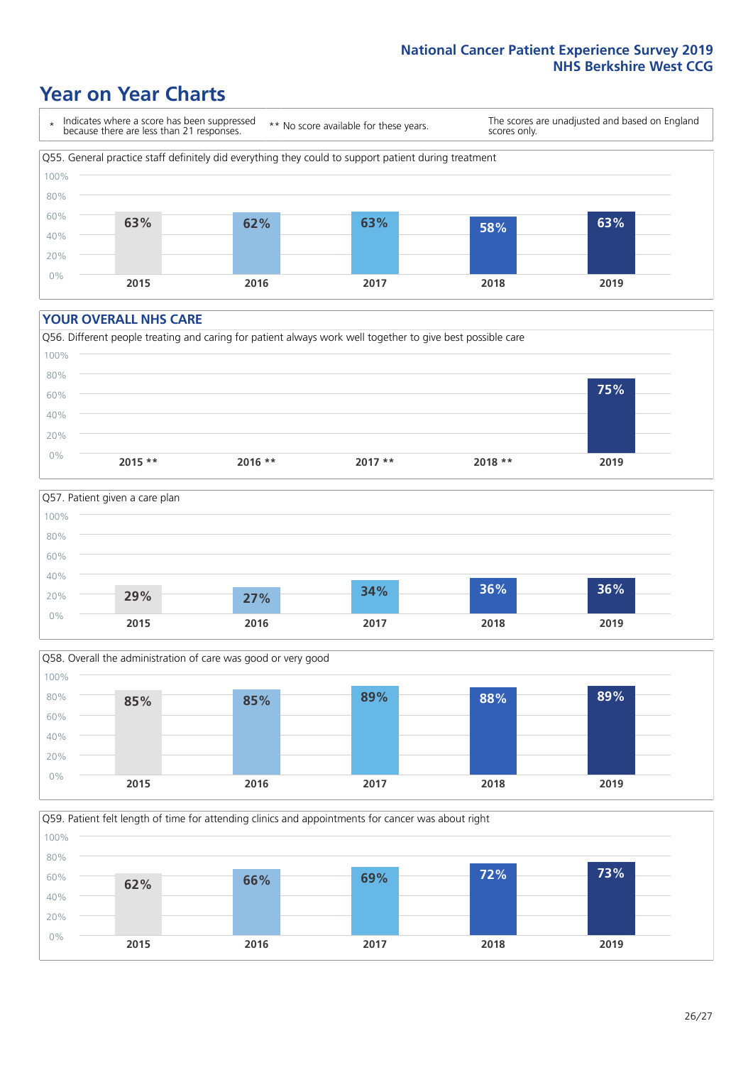# Year on Year Charts

\* Indicates where a score has been suppressed because there are less than 21 responses.

** No score available for these years.

The scores are unadjusted and based on England scores only.

Q55. General practice staff definitely did everything they could to support patient during treatment

| 2015 | 2016 | 2017 | 2018 | 2019 |
|---|---|---|---|---|
| 63% | 62% | 63% | 58% | 63% |

## YOUR OVERALL NHS CARE

Q56. Different people treating and caring for patient always work well together to give best possible care

| 2015 ** | 2016 ** | 2017 ** | 2018 ** | 2019 |
|---|---|---|---|---|
| | | | | 75% |

Q57. Patient given a care plan

| 2015 | 2016 | 2017 | 2018 | 2019 |
|---|---|---|---|---|
| 29% | 27% | 34% | 36% | 36% |

Q58. Overall the administration of care was good or very good

| 2015 | 2016 | 2017 | 2018 | 2019 |
|---|---|---|---|---|
| 85% | 85% | 89% | 88% | 89% |

Q59. Patient felt length of time for attending clinics and appointments for cancer was about right

| 2015 | 2016 | 2017 | 2018 | 2019 |
|---|---|---|---|---|
| 62% | 66% | 69% | 72% | 73% |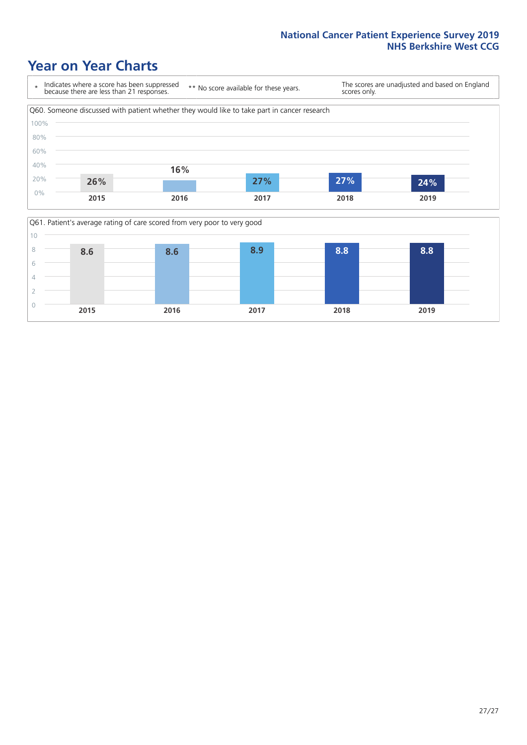# Year on Year Charts

\* Indicates where a score has been suppressed because there are less than 21 responses.

** No score available for these years.

The scores are unadjusted and based on England scores only.

Q60. Someone discussed with patient whether they would like to take part in cancer research

100%
80%
60%
40%
20%
0%

26%
16%
27%
27%
24%

2015
2016
2017
2018
2019

Q61. Patient's average rating of care scored from very poor to very good

10
8
6
4
2
0

8.6
8.6
8.9
8.8
8.8

2015
2016
2017
2018
2019